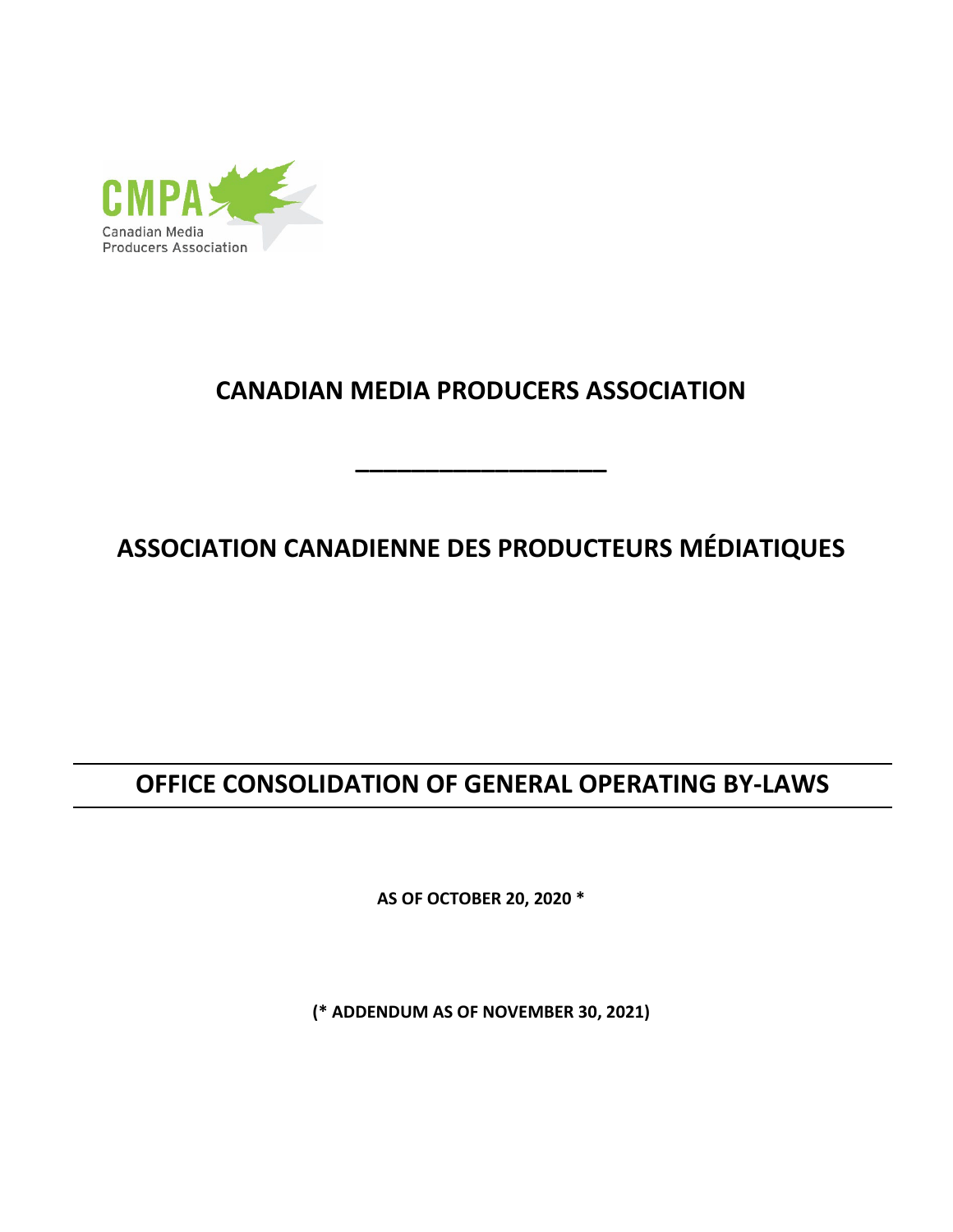CMPA

Canadian Media Producers Association

# CANADIAN MEDIA PRODUCERS ASSOCIATION

___________________

# ASSOCIATION CANADIENNE DES PRODUCTEURS MÉDIATIQUES

---

## OFFICE CONSOLIDATION OF GENERAL OPERATING BY-LAWS

---

**AS OF OCTOBER 20, 2020 ***

**(* ADDENDUM AS OF NOVEMBER 30, 2021)**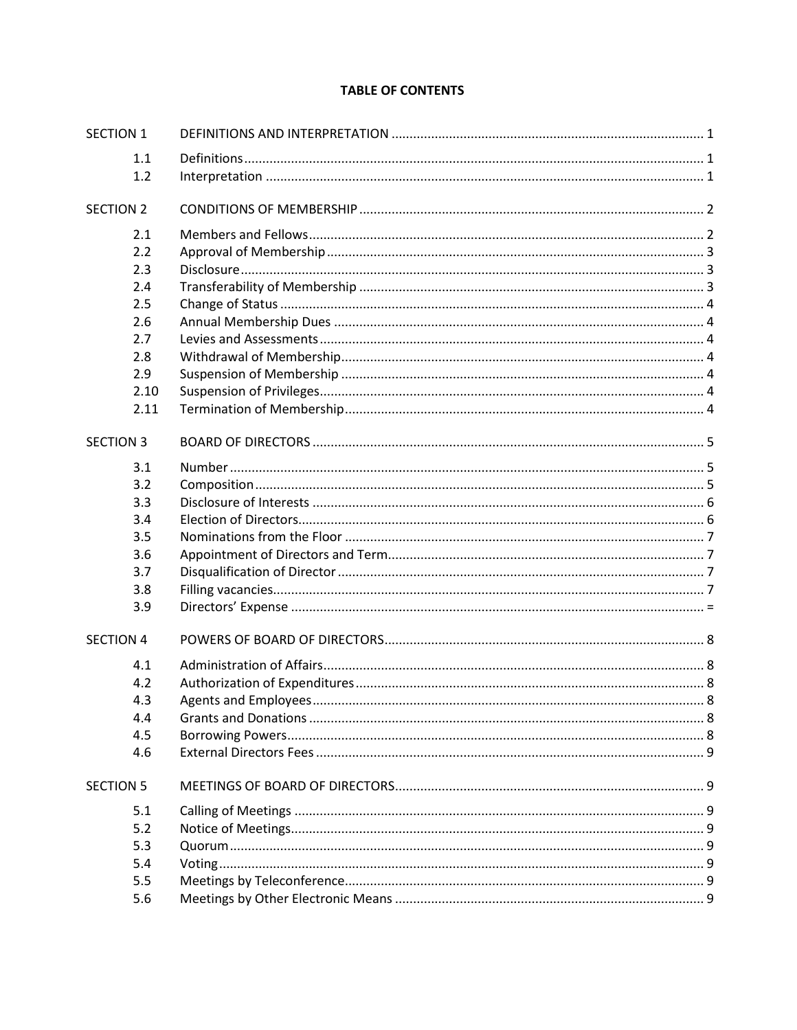**TABLE OF CONTENTS**

| | | |
|---|---|---|
| SECTION 1 | DEFINITIONS AND INTERPRETATION | 1 |
| 1.1 | Definitions | 1 |
| 1.2 | Interpretation | 1 |
| SECTION 2 | CONDITIONS OF MEMBERSHIP | 2 |
| 2.1 | Members and Fellows | 2 |
| 2.2 | Approval of Membership | 3 |
| 2.3 | Disclosure | 3 |
| 2.4 | Transferability of Membership | 3 |
| 2.5 | Change of Status | 4 |
| 2.6 | Annual Membership Dues | 4 |
| 2.7 | Levies and Assessments | 4 |
| 2.8 | Withdrawal of Membership | 4 |
| 2.9 | Suspension of Membership | 4 |
| 2.10 | Suspension of Privileges | 4 |
| 2.11 | Termination of Membership | 4 |
| SECTION 3 | BOARD OF DIRECTORS | 5 |
| 3.1 | Number | 5 |
| 3.2 | Composition | 5 |
| 3.3 | Disclosure of Interests | 6 |
| 3.4 | Election of Directors | 6 |
| 3.5 | Nominations from the Floor | 7 |
| 3.6 | Appointment of Directors and Term | 7 |
| 3.7 | Disqualification of Director | 7 |
| 3.8 | Filling vacancies | 7 |
| 3.9 | Directors' Expense | = |
| SECTION 4 | POWERS OF BOARD OF DIRECTORS | 8 |
| 4.1 | Administration of Affairs | 8 |
| 4.2 | Authorization of Expenditures | 8 |
| 4.3 | Agents and Employees | 8 |
| 4.4 | Grants and Donations | 8 |
| 4.5 | Borrowing Powers | 8 |
| 4.6 | External Directors Fees | 9 |
| SECTION 5 | MEETINGS OF BOARD OF DIRECTORS | 9 |
| 5.1 | Calling of Meetings | 9 |
| 5.2 | Notice of Meetings | 9 |
| 5.3 | Quorum | 9 |
| 5.4 | Voting | 9 |
| 5.5 | Meetings by Teleconference | 9 |
| 5.6 | Meetings by Other Electronic Means | 9 |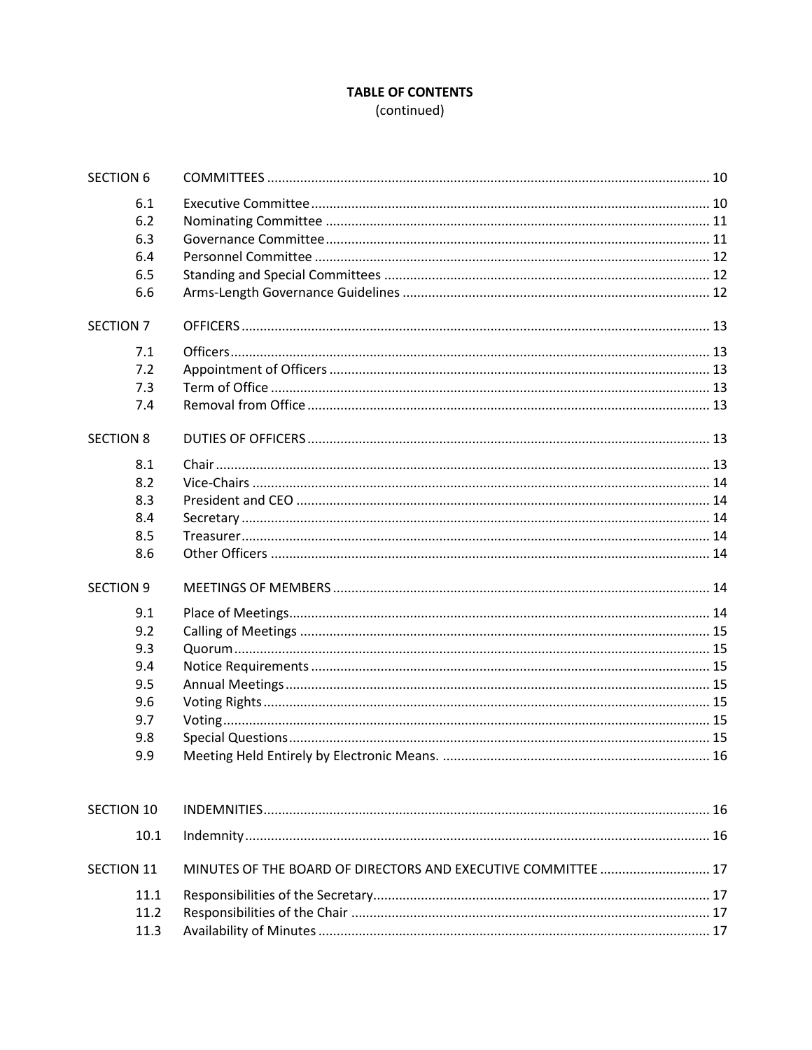**TABLE OF CONTENTS**
(continued)

| | | |
|---|---|---|
| SECTION 6 | COMMITTEES | 10 |
| 6.1 | Executive Committee | 10 |
| 6.2 | Nominating Committee | 11 |
| 6.3 | Governance Committee | 11 |
| 6.4 | Personnel Committee | 12 |
| 6.5 | Standing and Special Committees | 12 |
| 6.6 | Arms-Length Governance Guidelines | 12 |
| SECTION 7 | OFFICERS | 13 |
| 7.1 | Officers | 13 |
| 7.2 | Appointment of Officers | 13 |
| 7.3 | Term of Office | 13 |
| 7.4 | Removal from Office | 13 |
| SECTION 8 | DUTIES OF OFFICERS | 13 |
| 8.1 | Chair | 13 |
| 8.2 | Vice-Chairs | 14 |
| 8.3 | President and CEO | 14 |
| 8.4 | Secretary | 14 |
| 8.5 | Treasurer | 14 |
| 8.6 | Other Officers | 14 |
| SECTION 9 | MEETINGS OF MEMBERS | 14 |
| 9.1 | Place of Meetings | 14 |
| 9.2 | Calling of Meetings | 15 |
| 9.3 | Quorum | 15 |
| 9.4 | Notice Requirements | 15 |
| 9.5 | Annual Meetings | 15 |
| 9.6 | Voting Rights | 15 |
| 9.7 | Voting | 15 |
| 9.8 | Special Questions | 15 |
| 9.9 | Meeting Held Entirely by Electronic Means. | 16 |
| SECTION 10 | INDEMNITIES | 16 |
| 10.1 | Indemnity | 16 |
| SECTION 11 | MINUTES OF THE BOARD OF DIRECTORS AND EXECUTIVE COMMITTEE | 17 |
| 11.1 | Responsibilities of the Secretary | 17 |
| 11.2 | Responsibilities of the Chair | 17 |
| 11.3 | Availability of Minutes | 17 |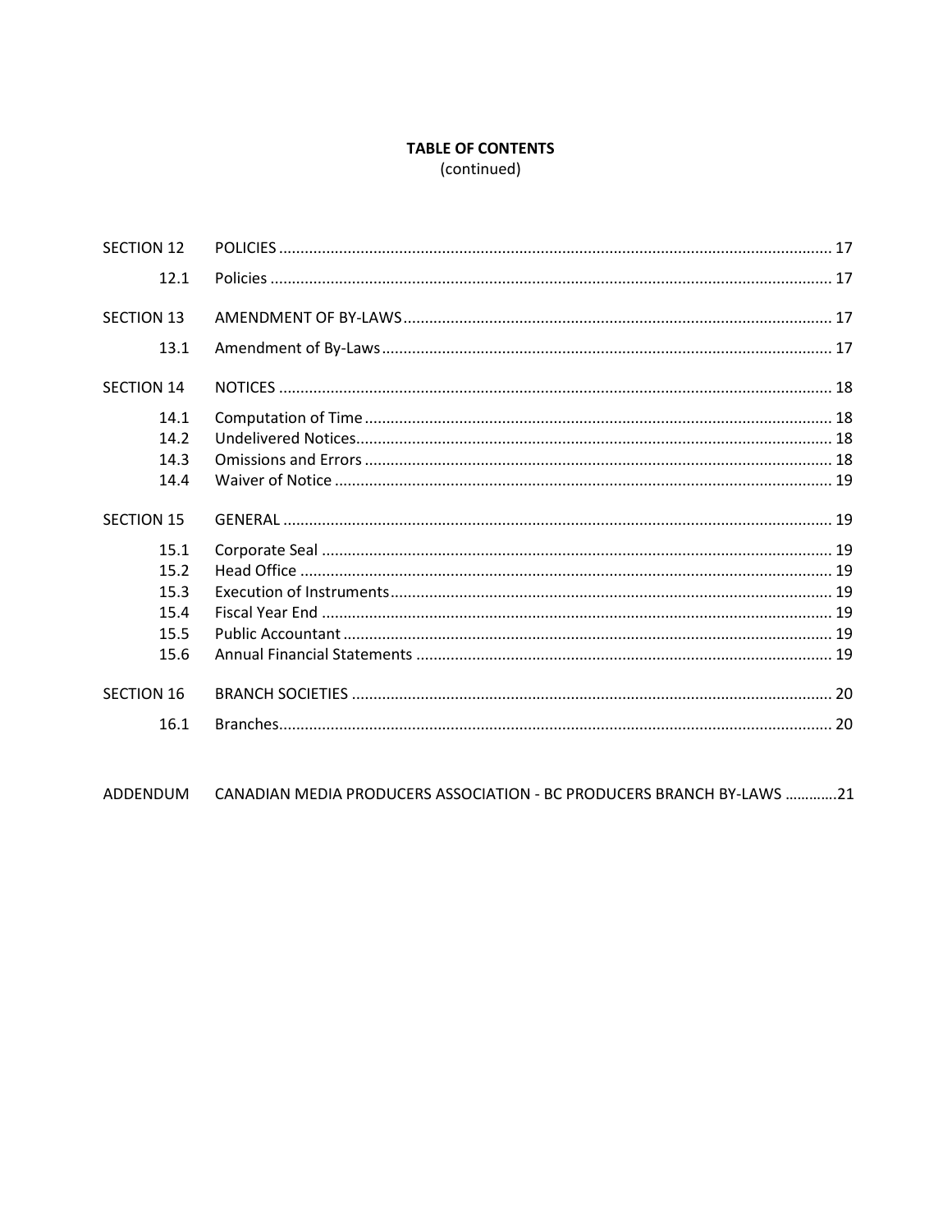**TABLE OF CONTENTS**
(continued)

| | | |
|---|---|---|
| SECTION 12 | POLICIES | 17 |
| 12.1 | Policies | 17 |
| SECTION 13 | AMENDMENT OF BY-LAWS | 17 |
| 13.1 | Amendment of By-Laws | 17 |
| SECTION 14 | NOTICES | 18 |
| 14.1 | Computation of Time | 18 |
| 14.2 | Undelivered Notices | 18 |
| 14.3 | Omissions and Errors | 18 |
| 14.4 | Waiver of Notice | 19 |
| SECTION 15 | GENERAL | 19 |
| 15.1 | Corporate Seal | 19 |
| 15.2 | Head Office | 19 |
| 15.3 | Execution of Instruments | 19 |
| 15.4 | Fiscal Year End | 19 |
| 15.5 | Public Accountant | 19 |
| 15.6 | Annual Financial Statements | 19 |
| SECTION 16 | BRANCH SOCIETIES | 20 |
| 16.1 | Branches | 20 |
| ADDENDUM | CANADIAN MEDIA PRODUCERS ASSOCIATION - BC PRODUCERS BRANCH BY-LAWS | 21 |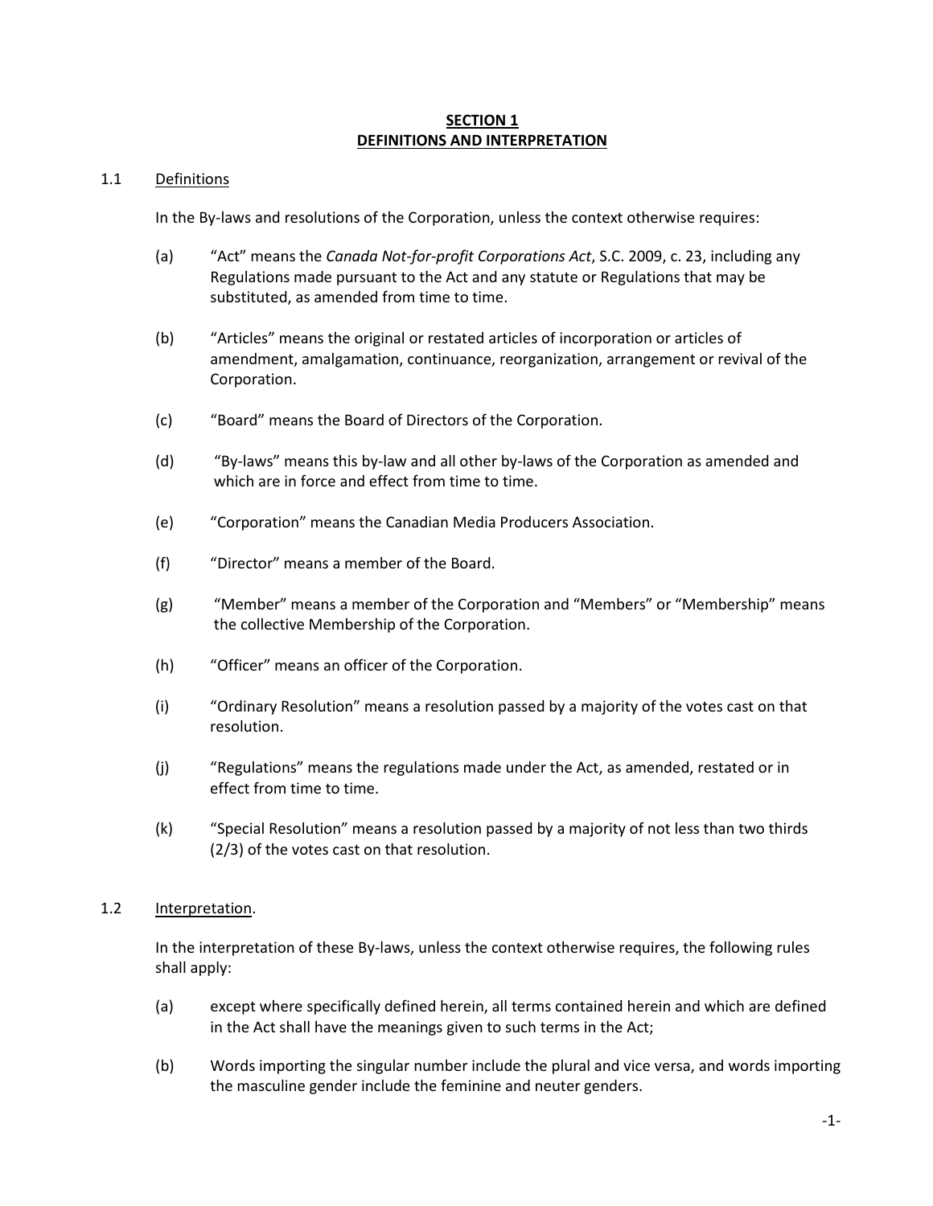## SECTION 1
## DEFINITIONS AND INTERPRETATION

### 1.1 Definitions

In the By-laws and resolutions of the Corporation, unless the context otherwise requires:

(a) "Act" means the *Canada Not-for-profit Corporations Act*, S.C. 2009, c. 23, including any Regulations made pursuant to the Act and any statute or Regulations that may be substituted, as amended from time to time.

(b) "Articles" means the original or restated articles of incorporation or articles of amendment, amalgamation, continuance, reorganization, arrangement or revival of the Corporation.

(c) "Board" means the Board of Directors of the Corporation.

(d) "By-laws" means this by-law and all other by-laws of the Corporation as amended and which are in force and effect from time to time.

(e) "Corporation" means the Canadian Media Producers Association.

(f) "Director" means a member of the Board.

(g) "Member" means a member of the Corporation and "Members" or "Membership" means the collective Membership of the Corporation.

(h) "Officer" means an officer of the Corporation.

(i) "Ordinary Resolution" means a resolution passed by a majority of the votes cast on that resolution.

(j) "Regulations" means the regulations made under the Act, as amended, restated or in effect from time to time.

(k) "Special Resolution" means a resolution passed by a majority of not less than two thirds (2/3) of the votes cast on that resolution.

### 1.2 Interpretation.

In the interpretation of these By-laws, unless the context otherwise requires, the following rules shall apply:

(a) except where specifically defined herein, all terms contained herein and which are defined in the Act shall have the meanings given to such terms in the Act;

(b) Words importing the singular number include the plural and vice versa, and words importing the masculine gender include the feminine and neuter genders.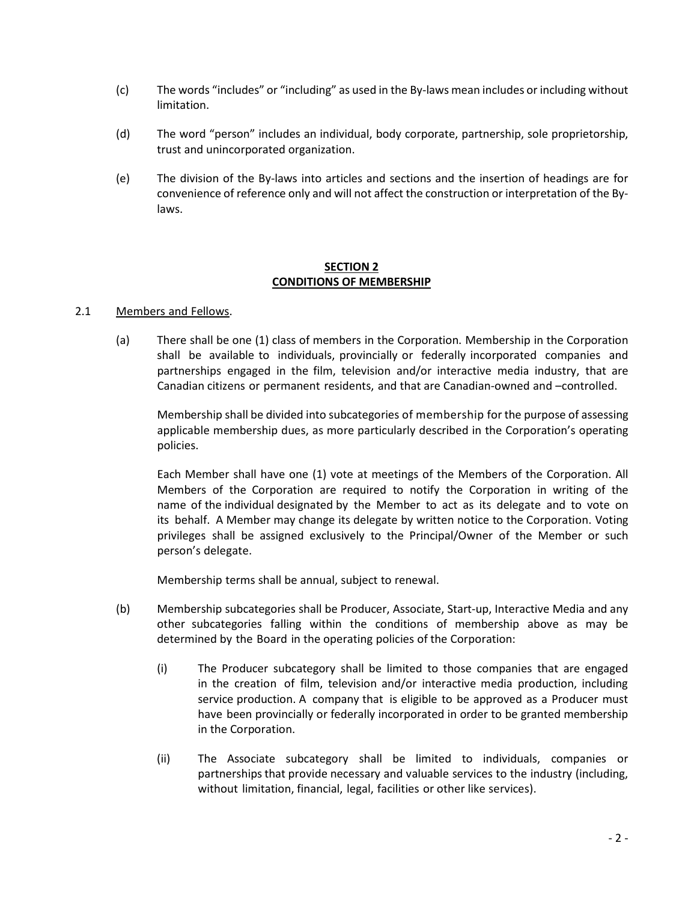(c) The words "includes" or "including" as used in the By-laws mean includes or including without limitation.

(d) The word "person" includes an individual, body corporate, partnership, sole proprietorship, trust and unincorporated organization.

(e) The division of the By-laws into articles and sections and the insertion of headings are for convenience of reference only and will not affect the construction or interpretation of the By-laws.

## SECTION 2
## CONDITIONS OF MEMBERSHIP

2.1 Members and Fellows.

(a) There shall be one (1) class of members in the Corporation. Membership in the Corporation shall be available to individuals, provincially or federally incorporated companies and partnerships engaged in the film, television and/or interactive media industry, that are Canadian citizens or permanent residents, and that are Canadian-owned and –controlled.

Membership shall be divided into subcategories of membership for the purpose of assessing applicable membership dues, as more particularly described in the Corporation's operating policies.

Each Member shall have one (1) vote at meetings of the Members of the Corporation. All Members of the Corporation are required to notify the Corporation in writing of the name of the individual designated by the Member to act as its delegate and to vote on its behalf. A Member may change its delegate by written notice to the Corporation. Voting privileges shall be assigned exclusively to the Principal/Owner of the Member or such person's delegate.

Membership terms shall be annual, subject to renewal.

(b) Membership subcategories shall be Producer, Associate, Start-up, Interactive Media and any other subcategories falling within the conditions of membership above as may be determined by the Board in the operating policies of the Corporation:

(i) The Producer subcategory shall be limited to those companies that are engaged in the creation of film, television and/or interactive media production, including service production. A company that is eligible to be approved as a Producer must have been provincially or federally incorporated in order to be granted membership in the Corporation.

(ii) The Associate subcategory shall be limited to individuals, companies or partnerships that provide necessary and valuable services to the industry (including, without limitation, financial, legal, facilities or other like services).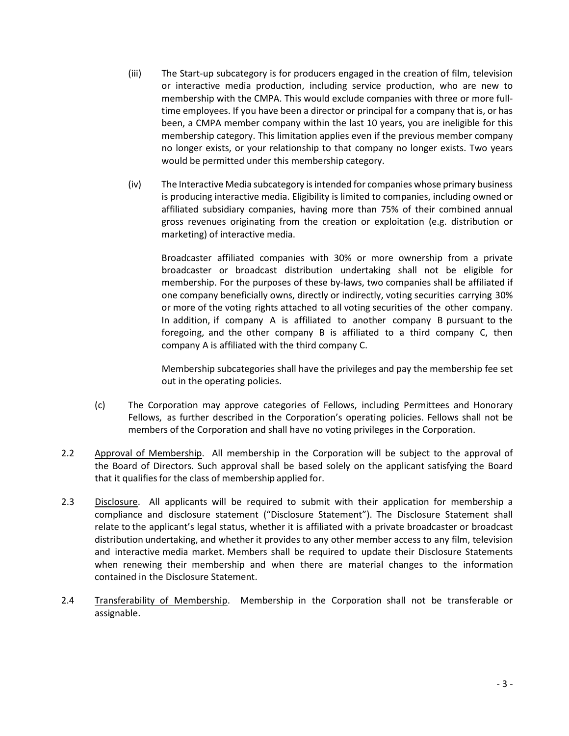(iii) The Start-up subcategory is for producers engaged in the creation of film, television or interactive media production, including service production, who are new to membership with the CMPA. This would exclude companies with three or more full-time employees. If you have been a director or principal for a company that is, or has been, a CMPA member company within the last 10 years, you are ineligible for this membership category. This limitation applies even if the previous member company no longer exists, or your relationship to that company no longer exists. Two years would be permitted under this membership category.

(iv) The Interactive Media subcategory is intended for companies whose primary business is producing interactive media. Eligibility is limited to companies, including owned or affiliated subsidiary companies, having more than 75% of their combined annual gross revenues originating from the creation or exploitation (e.g. distribution or marketing) of interactive media.

Broadcaster affiliated companies with 30% or more ownership from a private broadcaster or broadcast distribution undertaking shall not be eligible for membership. For the purposes of these by-laws, two companies shall be affiliated if one company beneficially owns, directly or indirectly, voting securities carrying 30% or more of the voting rights attached to all voting securities of the other company. In addition, if company A is affiliated to another company B pursuant to the foregoing, and the other company B is affiliated to a third company C, then company A is affiliated with the third company C.

Membership subcategories shall have the privileges and pay the membership fee set out in the operating policies.

(c) The Corporation may approve categories of Fellows, including Permittees and Honorary Fellows, as further described in the Corporation's operating policies. Fellows shall not be members of the Corporation and shall have no voting privileges in the Corporation.

2.2 Approval of Membership. All membership in the Corporation will be subject to the approval of the Board of Directors. Such approval shall be based solely on the applicant satisfying the Board that it qualifies for the class of membership applied for.

2.3 Disclosure. All applicants will be required to submit with their application for membership a compliance and disclosure statement ("Disclosure Statement"). The Disclosure Statement shall relate to the applicant's legal status, whether it is affiliated with a private broadcaster or broadcast distribution undertaking, and whether it provides to any other member access to any film, television and interactive media market. Members shall be required to update their Disclosure Statements when renewing their membership and when there are material changes to the information contained in the Disclosure Statement.

2.4 Transferability of Membership. Membership in the Corporation shall not be transferable or assignable.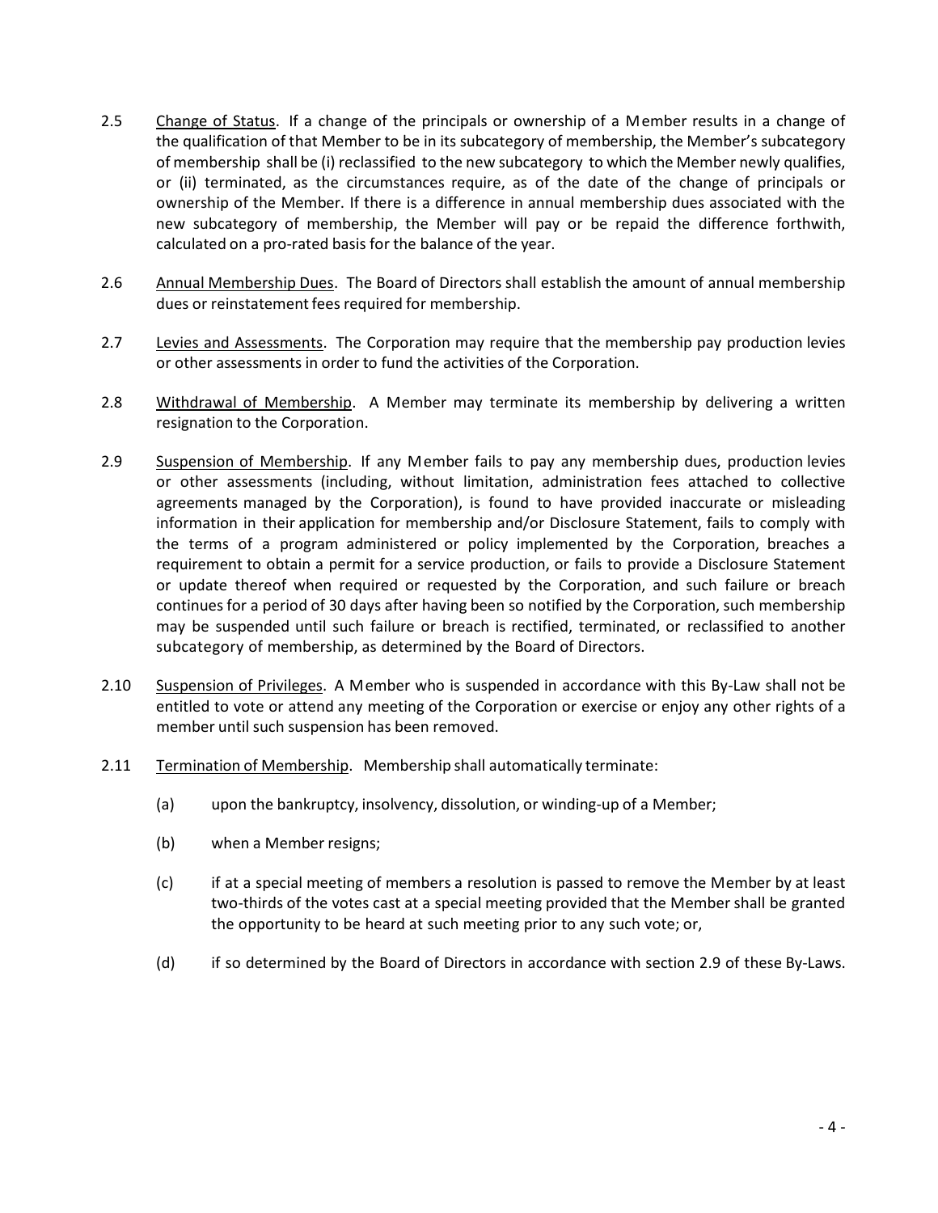2.5 Change of Status. If a change of the principals or ownership of a Member results in a change of the qualification of that Member to be in its subcategory of membership, the Member's subcategory of membership shall be (i) reclassified to the new subcategory to which the Member newly qualifies, or (ii) terminated, as the circumstances require, as of the date of the change of principals or ownership of the Member. If there is a difference in annual membership dues associated with the new subcategory of membership, the Member will pay or be repaid the difference forthwith, calculated on a pro-rated basis for the balance of the year.

2.6 Annual Membership Dues. The Board of Directors shall establish the amount of annual membership dues or reinstatement fees required for membership.

2.7 Levies and Assessments. The Corporation may require that the membership pay production levies or other assessments in order to fund the activities of the Corporation.

2.8 Withdrawal of Membership. A Member may terminate its membership by delivering a written resignation to the Corporation.

2.9 Suspension of Membership. If any Member fails to pay any membership dues, production levies or other assessments (including, without limitation, administration fees attached to collective agreements managed by the Corporation), is found to have provided inaccurate or misleading information in their application for membership and/or Disclosure Statement, fails to comply with the terms of a program administered or policy implemented by the Corporation, breaches a requirement to obtain a permit for a service production, or fails to provide a Disclosure Statement or update thereof when required or requested by the Corporation, and such failure or breach continues for a period of 30 days after having been so notified by the Corporation, such membership may be suspended until such failure or breach is rectified, terminated, or reclassified to another subcategory of membership, as determined by the Board of Directors.

2.10 Suspension of Privileges. A Member who is suspended in accordance with this By-Law shall not be entitled to vote or attend any meeting of the Corporation or exercise or enjoy any other rights of a member until such suspension has been removed.

2.11 Termination of Membership. Membership shall automatically terminate:

(a) upon the bankruptcy, insolvency, dissolution, or winding-up of a Member;

(b) when a Member resigns;

(c) if at a special meeting of members a resolution is passed to remove the Member by at least two-thirds of the votes cast at a special meeting provided that the Member shall be granted the opportunity to be heard at such meeting prior to any such vote; or,

(d) if so determined by the Board of Directors in accordance with section 2.9 of these By-Laws.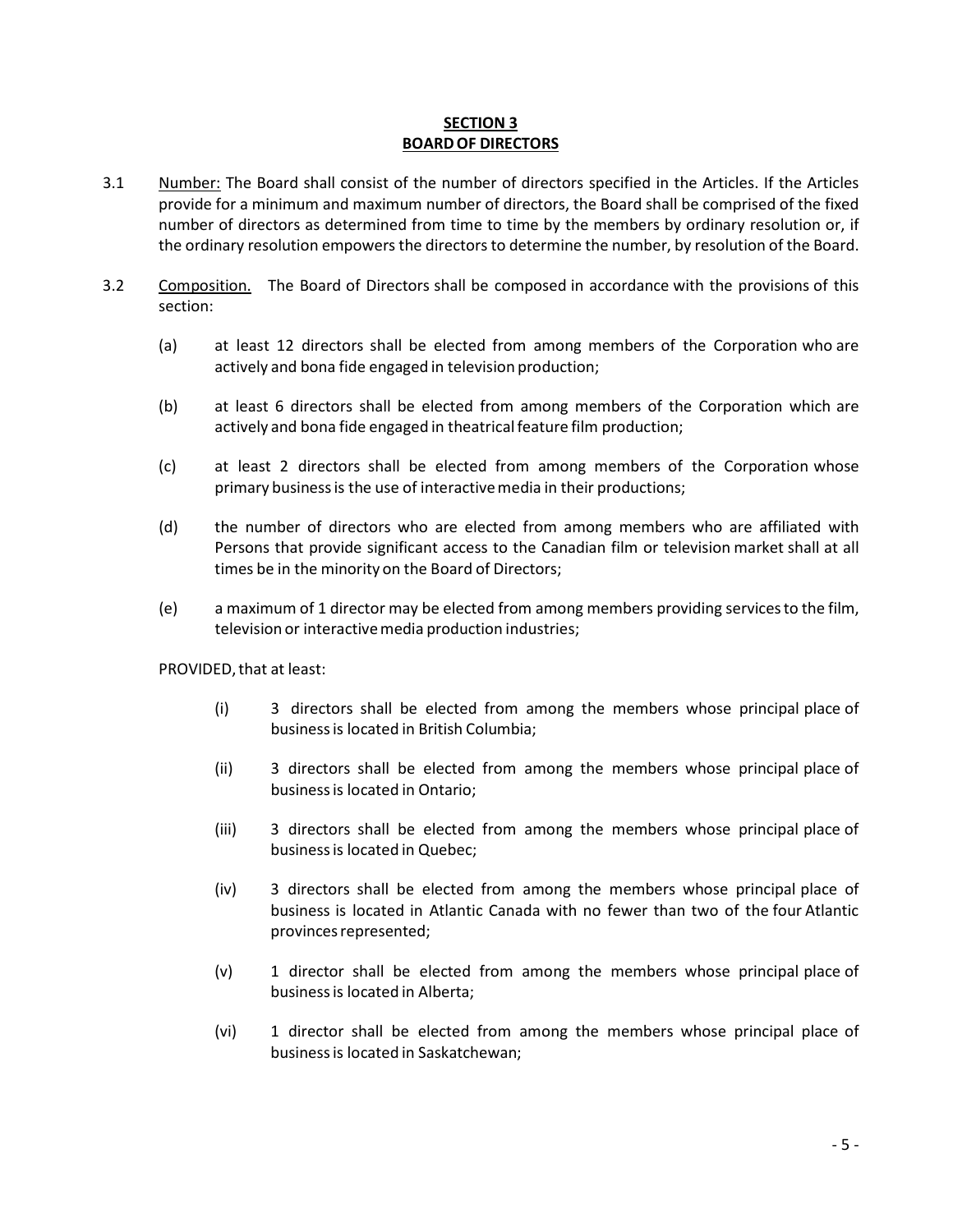## SECTION 3
## BOARD OF DIRECTORS

3.1 Number: The Board shall consist of the number of directors specified in the Articles. If the Articles provide for a minimum and maximum number of directors, the Board shall be comprised of the fixed number of directors as determined from time to time by the members by ordinary resolution or, if the ordinary resolution empowers the directors to determine the number, by resolution of the Board.

3.2 Composition. The Board of Directors shall be composed in accordance with the provisions of this section:

(a) at least 12 directors shall be elected from among members of the Corporation who are actively and bona fide engaged in television production;

(b) at least 6 directors shall be elected from among members of the Corporation which are actively and bona fide engaged in theatrical feature film production;

(c) at least 2 directors shall be elected from among members of the Corporation whose primary business is the use of interactive media in their productions;

(d) the number of directors who are elected from among members who are affiliated with Persons that provide significant access to the Canadian film or television market shall at all times be in the minority on the Board of Directors;

(e) a maximum of 1 director may be elected from among members providing services to the film, television or interactive media production industries;

PROVIDED, that at least:

(i) 3 directors shall be elected from among the members whose principal place of business is located in British Columbia;

(ii) 3 directors shall be elected from among the members whose principal place of business is located in Ontario;

(iii) 3 directors shall be elected from among the members whose principal place of business is located in Quebec;

(iv) 3 directors shall be elected from among the members whose principal place of business is located in Atlantic Canada with no fewer than two of the four Atlantic provinces represented;

(v) 1 director shall be elected from among the members whose principal place of business is located in Alberta;

(vi) 1 director shall be elected from among the members whose principal place of business is located in Saskatchewan;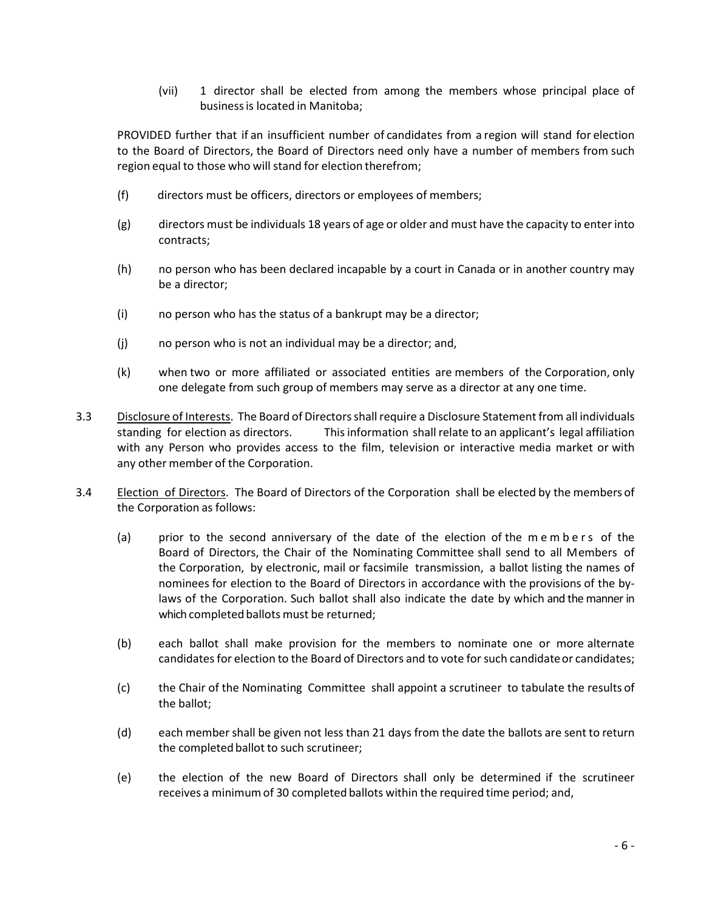(vii) 1 director shall be elected from among the members whose principal place of business is located in Manitoba;

PROVIDED further that if an insufficient number of candidates from a region will stand for election to the Board of Directors, the Board of Directors need only have a number of members from such region equal to those who will stand for election therefrom;

(f) directors must be officers, directors or employees of members;

(g) directors must be individuals 18 years of age or older and must have the capacity to enter into contracts;

(h) no person who has been declared incapable by a court in Canada or in another country may be a director;

(i) no person who has the status of a bankrupt may be a director;

(j) no person who is not an individual may be a director; and,

(k) when two or more affiliated or associated entities are members of the Corporation, only one delegate from such group of members may serve as a director at any one time.

3.3 Disclosure of Interests. The Board of Directors shall require a Disclosure Statement from all individuals standing for election as directors. This information shall relate to an applicant's legal affiliation with any Person who provides access to the film, television or interactive media market or with any other member of the Corporation.

3.4 Election of Directors. The Board of Directors of the Corporation shall be elected by the members of the Corporation as follows:

(a) prior to the second anniversary of the date of the election of the members of the Board of Directors, the Chair of the Nominating Committee shall send to all Members of the Corporation, by electronic, mail or facsimile transmission, a ballot listing the names of nominees for election to the Board of Directors in accordance with the provisions of the by-laws of the Corporation. Such ballot shall also indicate the date by which and the manner in which completed ballots must be returned;

(b) each ballot shall make provision for the members to nominate one or more alternate candidates for election to the Board of Directors and to vote for such candidate or candidates;

(c) the Chair of the Nominating Committee shall appoint a scrutineer to tabulate the results of the ballot;

(d) each member shall be given not less than 21 days from the date the ballots are sent to return the completed ballot to such scrutineer;

(e) the election of the new Board of Directors shall only be determined if the scrutineer receives a minimum of 30 completed ballots within the required time period; and,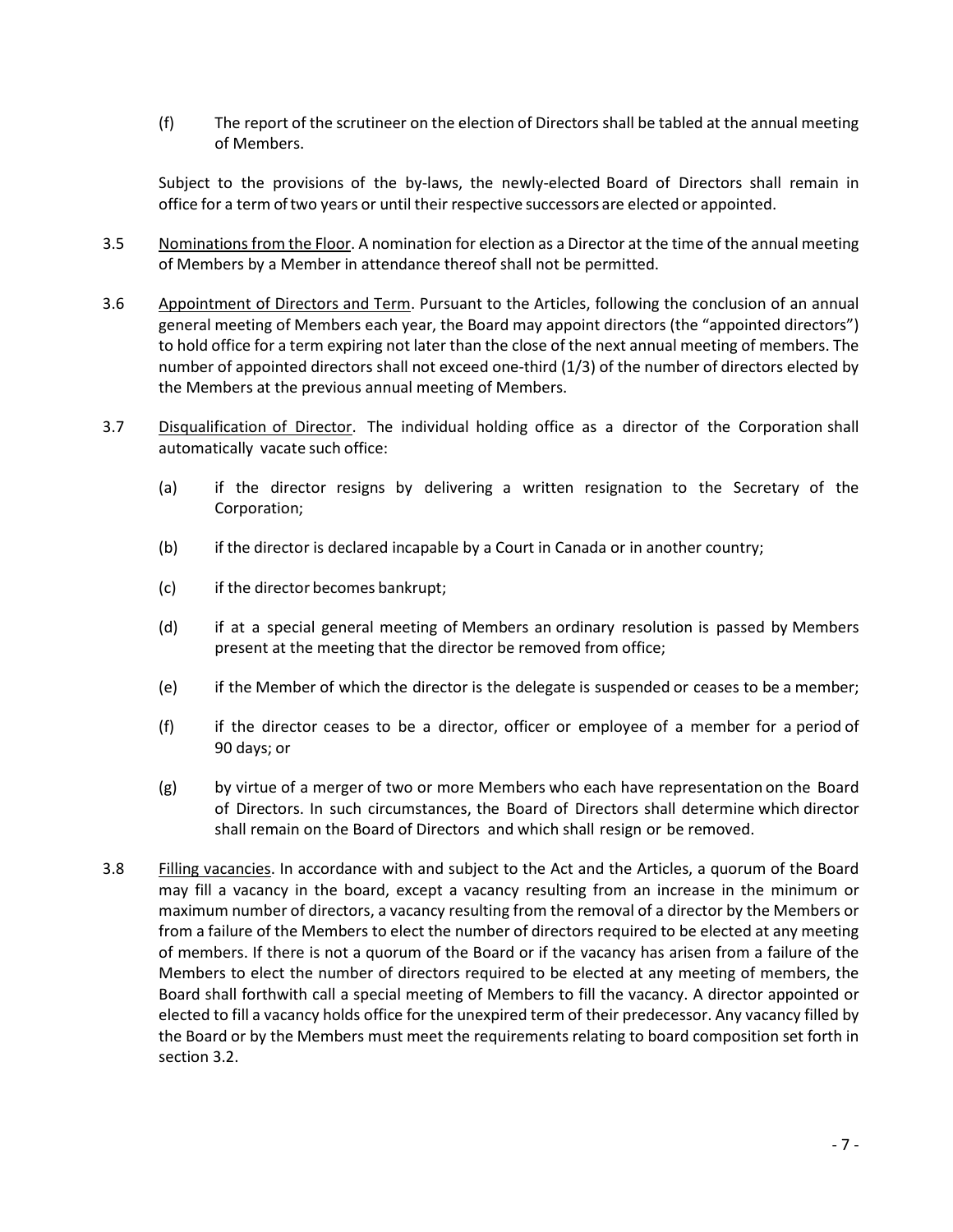(f) The report of the scrutineer on the election of Directors shall be tabled at the annual meeting of Members.

Subject to the provisions of the by-laws, the newly-elected Board of Directors shall remain in office for a term of two years or until their respective successors are elected or appointed.

3.5 Nominations from the Floor. A nomination for election as a Director at the time of the annual meeting of Members by a Member in attendance thereof shall not be permitted.

3.6 Appointment of Directors and Term. Pursuant to the Articles, following the conclusion of an annual general meeting of Members each year, the Board may appoint directors (the "appointed directors") to hold office for a term expiring not later than the close of the next annual meeting of members. The number of appointed directors shall not exceed one-third (1/3) of the number of directors elected by the Members at the previous annual meeting of Members.

3.7 Disqualification of Director. The individual holding office as a director of the Corporation shall automatically vacate such office:

(a) if the director resigns by delivering a written resignation to the Secretary of the Corporation;

(b) if the director is declared incapable by a Court in Canada or in another country;

(c) if the director becomes bankrupt;

(d) if at a special general meeting of Members an ordinary resolution is passed by Members present at the meeting that the director be removed from office;

(e) if the Member of which the director is the delegate is suspended or ceases to be a member;

(f) if the director ceases to be a director, officer or employee of a member for a period of 90 days; or

(g) by virtue of a merger of two or more Members who each have representation on the Board of Directors. In such circumstances, the Board of Directors shall determine which director shall remain on the Board of Directors and which shall resign or be removed.

3.8 Filling vacancies. In accordance with and subject to the Act and the Articles, a quorum of the Board may fill a vacancy in the board, except a vacancy resulting from an increase in the minimum or maximum number of directors, a vacancy resulting from the removal of a director by the Members or from a failure of the Members to elect the number of directors required to be elected at any meeting of members. If there is not a quorum of the Board or if the vacancy has arisen from a failure of the Members to elect the number of directors required to be elected at any meeting of members, the Board shall forthwith call a special meeting of Members to fill the vacancy. A director appointed or elected to fill a vacancy holds office for the unexpired term of their predecessor. Any vacancy filled by the Board or by the Members must meet the requirements relating to board composition set forth in section 3.2.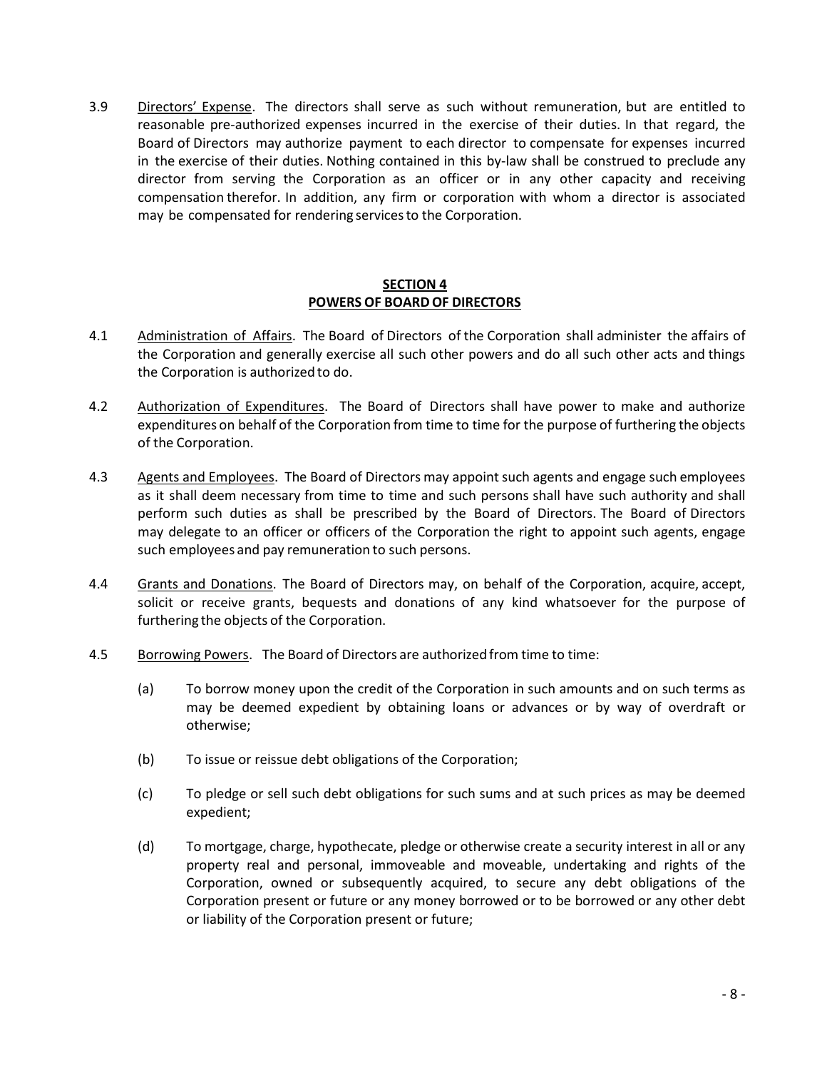3.9 Directors' Expense. The directors shall serve as such without remuneration, but are entitled to reasonable pre-authorized expenses incurred in the exercise of their duties. In that regard, the Board of Directors may authorize payment to each director to compensate for expenses incurred in the exercise of their duties. Nothing contained in this by-law shall be construed to preclude any director from serving the Corporation as an officer or in any other capacity and receiving compensation therefor. In addition, any firm or corporation with whom a director is associated may be compensated for rendering services to the Corporation.

## SECTION 4
## POWERS OF BOARD OF DIRECTORS

4.1 Administration of Affairs. The Board of Directors of the Corporation shall administer the affairs of the Corporation and generally exercise all such other powers and do all such other acts and things the Corporation is authorized to do.

4.2 Authorization of Expenditures. The Board of Directors shall have power to make and authorize expenditures on behalf of the Corporation from time to time for the purpose of furthering the objects of the Corporation.

4.3 Agents and Employees. The Board of Directors may appoint such agents and engage such employees as it shall deem necessary from time to time and such persons shall have such authority and shall perform such duties as shall be prescribed by the Board of Directors. The Board of Directors may delegate to an officer or officers of the Corporation the right to appoint such agents, engage such employees and pay remuneration to such persons.

4.4 Grants and Donations. The Board of Directors may, on behalf of the Corporation, acquire, accept, solicit or receive grants, bequests and donations of any kind whatsoever for the purpose of furthering the objects of the Corporation.

4.5 Borrowing Powers. The Board of Directors are authorized from time to time:

(a) To borrow money upon the credit of the Corporation in such amounts and on such terms as may be deemed expedient by obtaining loans or advances or by way of overdraft or otherwise;

(b) To issue or reissue debt obligations of the Corporation;

(c) To pledge or sell such debt obligations for such sums and at such prices as may be deemed expedient;

(d) To mortgage, charge, hypothecate, pledge or otherwise create a security interest in all or any property real and personal, immoveable and moveable, undertaking and rights of the Corporation, owned or subsequently acquired, to secure any debt obligations of the Corporation present or future or any money borrowed or to be borrowed or any other debt or liability of the Corporation present or future;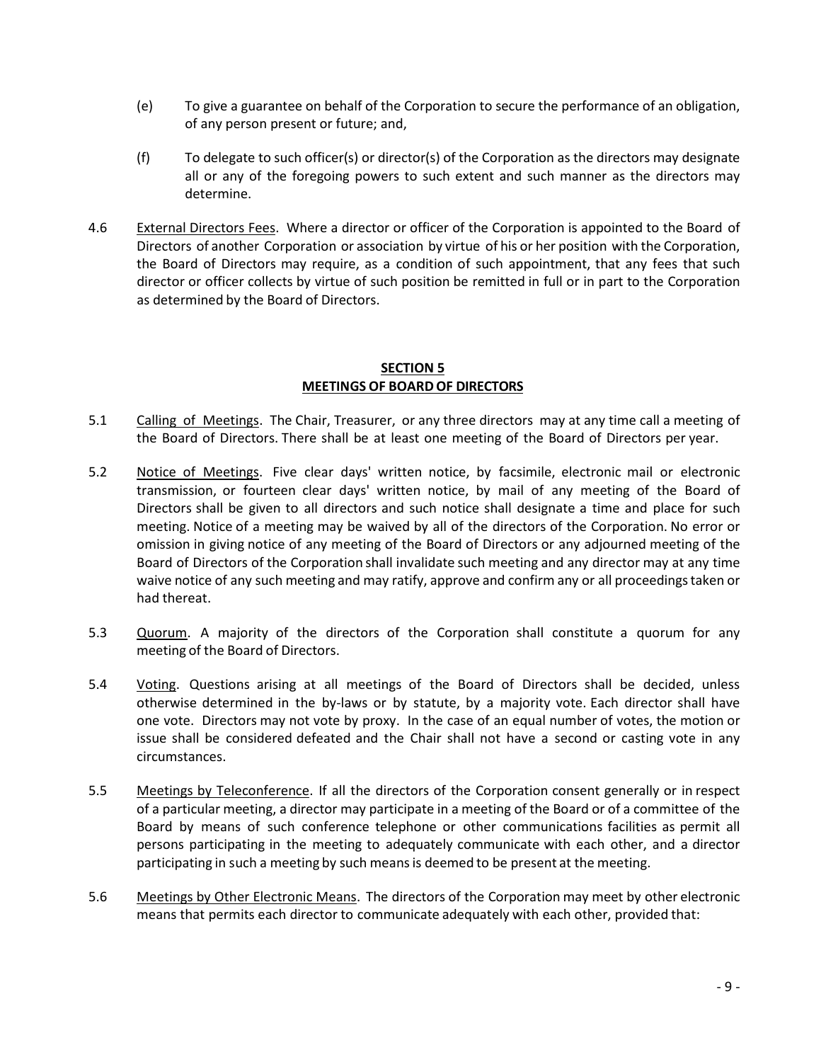(e) To give a guarantee on behalf of the Corporation to secure the performance of an obligation, of any person present or future; and,

(f) To delegate to such officer(s) or director(s) of the Corporation as the directors may designate all or any of the foregoing powers to such extent and such manner as the directors may determine.

4.6 External Directors Fees. Where a director or officer of the Corporation is appointed to the Board of Directors of another Corporation or association by virtue of his or her position with the Corporation, the Board of Directors may require, as a condition of such appointment, that any fees that such director or officer collects by virtue of such position be remitted in full or in part to the Corporation as determined by the Board of Directors.

## SECTION 5
## MEETINGS OF BOARD OF DIRECTORS

5.1 Calling of Meetings. The Chair, Treasurer, or any three directors may at any time call a meeting of the Board of Directors. There shall be at least one meeting of the Board of Directors per year.

5.2 Notice of Meetings. Five clear days' written notice, by facsimile, electronic mail or electronic transmission, or fourteen clear days' written notice, by mail of any meeting of the Board of Directors shall be given to all directors and such notice shall designate a time and place for such meeting. Notice of a meeting may be waived by all of the directors of the Corporation. No error or omission in giving notice of any meeting of the Board of Directors or any adjourned meeting of the Board of Directors of the Corporation shall invalidate such meeting and any director may at any time waive notice of any such meeting and may ratify, approve and confirm any or all proceedings taken or had thereat.

5.3 Quorum. A majority of the directors of the Corporation shall constitute a quorum for any meeting of the Board of Directors.

5.4 Voting. Questions arising at all meetings of the Board of Directors shall be decided, unless otherwise determined in the by-laws or by statute, by a majority vote. Each director shall have one vote. Directors may not vote by proxy. In the case of an equal number of votes, the motion or issue shall be considered defeated and the Chair shall not have a second or casting vote in any circumstances.

5.5 Meetings by Teleconference. If all the directors of the Corporation consent generally or in respect of a particular meeting, a director may participate in a meeting of the Board or of a committee of the Board by means of such conference telephone or other communications facilities as permit all persons participating in the meeting to adequately communicate with each other, and a director participating in such a meeting by such means is deemed to be present at the meeting.

5.6 Meetings by Other Electronic Means. The directors of the Corporation may meet by other electronic means that permits each director to communicate adequately with each other, provided that: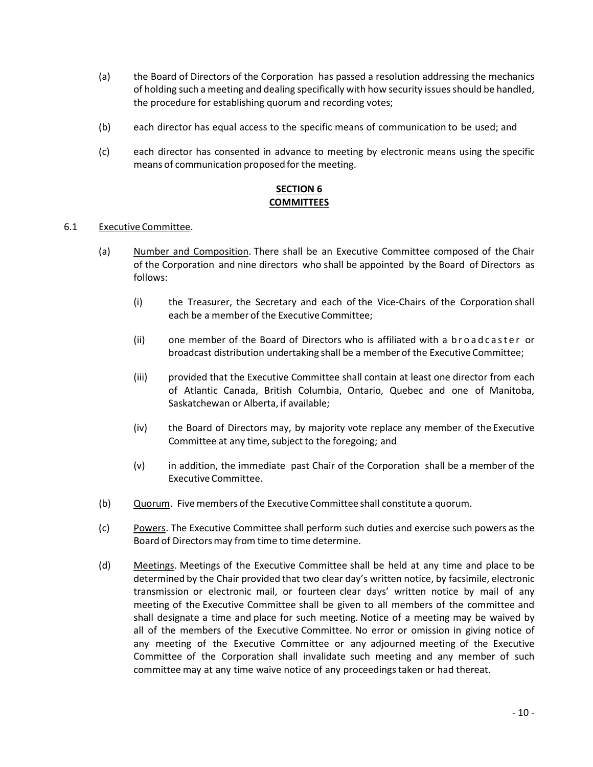(a) the Board of Directors of the Corporation has passed a resolution addressing the mechanics of holding such a meeting and dealing specifically with how security issues should be handled, the procedure for establishing quorum and recording votes;

(b) each director has equal access to the specific means of communication to be used; and

(c) each director has consented in advance to meeting by electronic means using the specific means of communication proposed for the meeting.

## SECTION 6
## COMMITTEES

6.1 Executive Committee.

(a) Number and Composition. There shall be an Executive Committee composed of the Chair of the Corporation and nine directors who shall be appointed by the Board of Directors as follows:

(i) the Treasurer, the Secretary and each of the Vice-Chairs of the Corporation shall each be a member of the Executive Committee;

(ii) one member of the Board of Directors who is affiliated with a broadcaster or broadcast distribution undertaking shall be a member of the Executive Committee;

(iii) provided that the Executive Committee shall contain at least one director from each of Atlantic Canada, British Columbia, Ontario, Quebec and one of Manitoba, Saskatchewan or Alberta, if available;

(iv) the Board of Directors may, by majority vote replace any member of the Executive Committee at any time, subject to the foregoing; and

(v) in addition, the immediate past Chair of the Corporation shall be a member of the Executive Committee.

(b) Quorum. Five members of the Executive Committee shall constitute a quorum.

(c) Powers. The Executive Committee shall perform such duties and exercise such powers as the Board of Directors may from time to time determine.

(d) Meetings. Meetings of the Executive Committee shall be held at any time and place to be determined by the Chair provided that two clear day's written notice, by facsimile, electronic transmission or electronic mail, or fourteen clear days' written notice by mail of any meeting of the Executive Committee shall be given to all members of the committee and shall designate a time and place for such meeting. Notice of a meeting may be waived by all of the members of the Executive Committee. No error or omission in giving notice of any meeting of the Executive Committee or any adjourned meeting of the Executive Committee of the Corporation shall invalidate such meeting and any member of such committee may at any time waive notice of any proceedings taken or had thereat.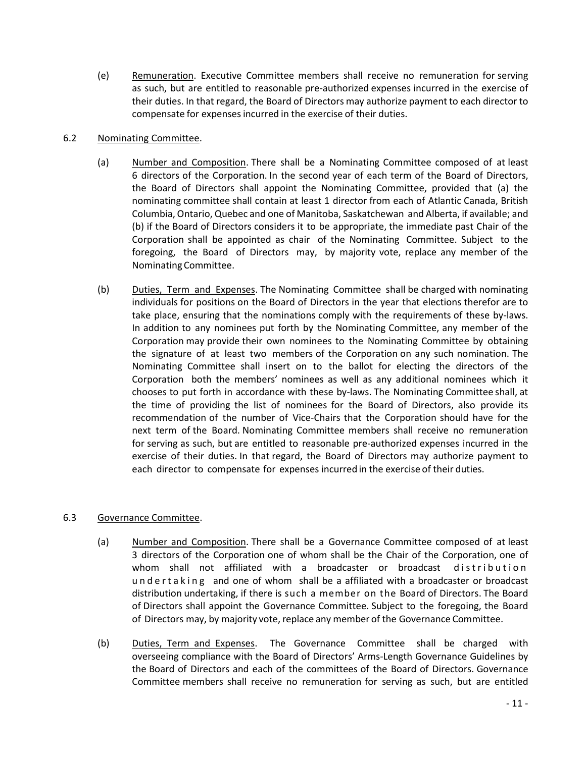(e) Remuneration. Executive Committee members shall receive no remuneration for serving as such, but are entitled to reasonable pre-authorized expenses incurred in the exercise of their duties. In that regard, the Board of Directors may authorize payment to each director to compensate for expenses incurred in the exercise of their duties.

6.2 Nominating Committee.

(a) Number and Composition. There shall be a Nominating Committee composed of at least 6 directors of the Corporation. In the second year of each term of the Board of Directors, the Board of Directors shall appoint the Nominating Committee, provided that (a) the nominating committee shall contain at least 1 director from each of Atlantic Canada, British Columbia, Ontario, Quebec and one of Manitoba, Saskatchewan and Alberta, if available; and (b) if the Board of Directors considers it to be appropriate, the immediate past Chair of the Corporation shall be appointed as chair of the Nominating Committee. Subject to the foregoing, the Board of Directors may, by majority vote, replace any member of the Nominating Committee.

(b) Duties, Term and Expenses. The Nominating Committee shall be charged with nominating individuals for positions on the Board of Directors in the year that elections therefor are to take place, ensuring that the nominations comply with the requirements of these by-laws. In addition to any nominees put forth by the Nominating Committee, any member of the Corporation may provide their own nominees to the Nominating Committee by obtaining the signature of at least two members of the Corporation on any such nomination. The Nominating Committee shall insert on to the ballot for electing the directors of the Corporation both the members' nominees as well as any additional nominees which it chooses to put forth in accordance with these by-laws. The Nominating Committee shall, at the time of providing the list of nominees for the Board of Directors, also provide its recommendation of the number of Vice-Chairs that the Corporation should have for the next term of the Board. Nominating Committee members shall receive no remuneration for serving as such, but are entitled to reasonable pre-authorized expenses incurred in the exercise of their duties. In that regard, the Board of Directors may authorize payment to each director to compensate for expenses incurred in the exercise of their duties.

6.3 Governance Committee.

(a) Number and Composition. There shall be a Governance Committee composed of at least 3 directors of the Corporation one of whom shall be the Chair of the Corporation, one of whom shall not affiliated with a broadcaster or broadcast distribution undertaking and one of whom shall be a affiliated with a broadcaster or broadcast distribution undertaking, if there is such a member on the Board of Directors. The Board of Directors shall appoint the Governance Committee. Subject to the foregoing, the Board of Directors may, by majority vote, replace any member of the Governance Committee.

(b) Duties, Term and Expenses. The Governance Committee shall be charged with overseeing compliance with the Board of Directors' Arms-Length Governance Guidelines by the Board of Directors and each of the committees of the Board of Directors. Governance Committee members shall receive no remuneration for serving as such, but are entitled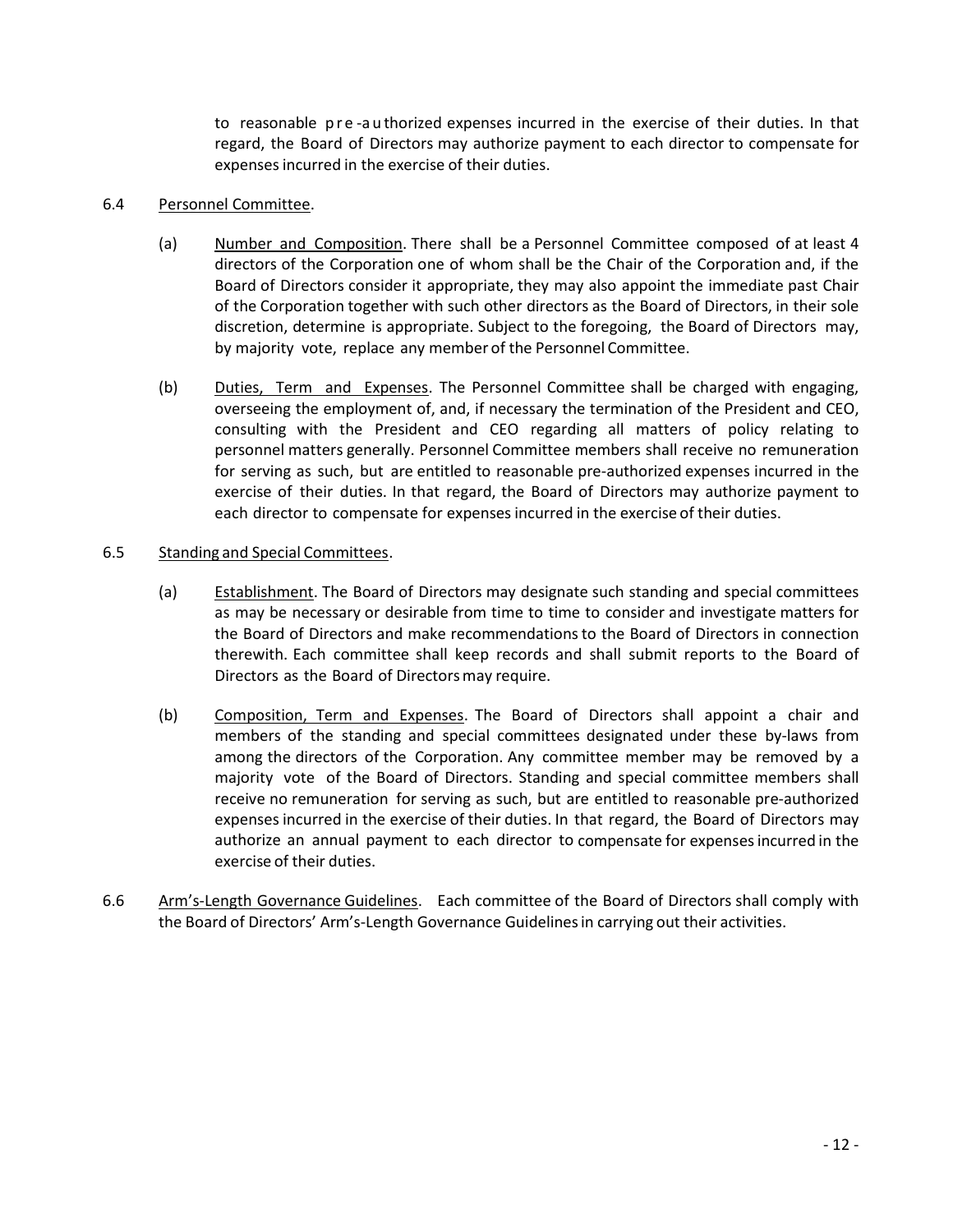to reasonable pre-authorized expenses incurred in the exercise of their duties. In that regard, the Board of Directors may authorize payment to each director to compensate for expenses incurred in the exercise of their duties.

6.4 Personnel Committee.

(a) Number and Composition. There shall be a Personnel Committee composed of at least 4 directors of the Corporation one of whom shall be the Chair of the Corporation and, if the Board of Directors consider it appropriate, they may also appoint the immediate past Chair of the Corporation together with such other directors as the Board of Directors, in their sole discretion, determine is appropriate. Subject to the foregoing, the Board of Directors may, by majority vote, replace any member of the Personnel Committee.

(b) Duties, Term and Expenses. The Personnel Committee shall be charged with engaging, overseeing the employment of, and, if necessary the termination of the President and CEO, consulting with the President and CEO regarding all matters of policy relating to personnel matters generally. Personnel Committee members shall receive no remuneration for serving as such, but are entitled to reasonable pre-authorized expenses incurred in the exercise of their duties. In that regard, the Board of Directors may authorize payment to each director to compensate for expenses incurred in the exercise of their duties.

6.5 Standing and Special Committees.

(a) Establishment. The Board of Directors may designate such standing and special committees as may be necessary or desirable from time to time to consider and investigate matters for the Board of Directors and make recommendations to the Board of Directors in connection therewith. Each committee shall keep records and shall submit reports to the Board of Directors as the Board of Directors may require.

(b) Composition, Term and Expenses. The Board of Directors shall appoint a chair and members of the standing and special committees designated under these by-laws from among the directors of the Corporation. Any committee member may be removed by a majority vote of the Board of Directors. Standing and special committee members shall receive no remuneration for serving as such, but are entitled to reasonable pre-authorized expenses incurred in the exercise of their duties. In that regard, the Board of Directors may authorize an annual payment to each director to compensate for expenses incurred in the exercise of their duties.

6.6 Arm's-Length Governance Guidelines. Each committee of the Board of Directors shall comply with the Board of Directors' Arm's-Length Governance Guidelines in carrying out their activities.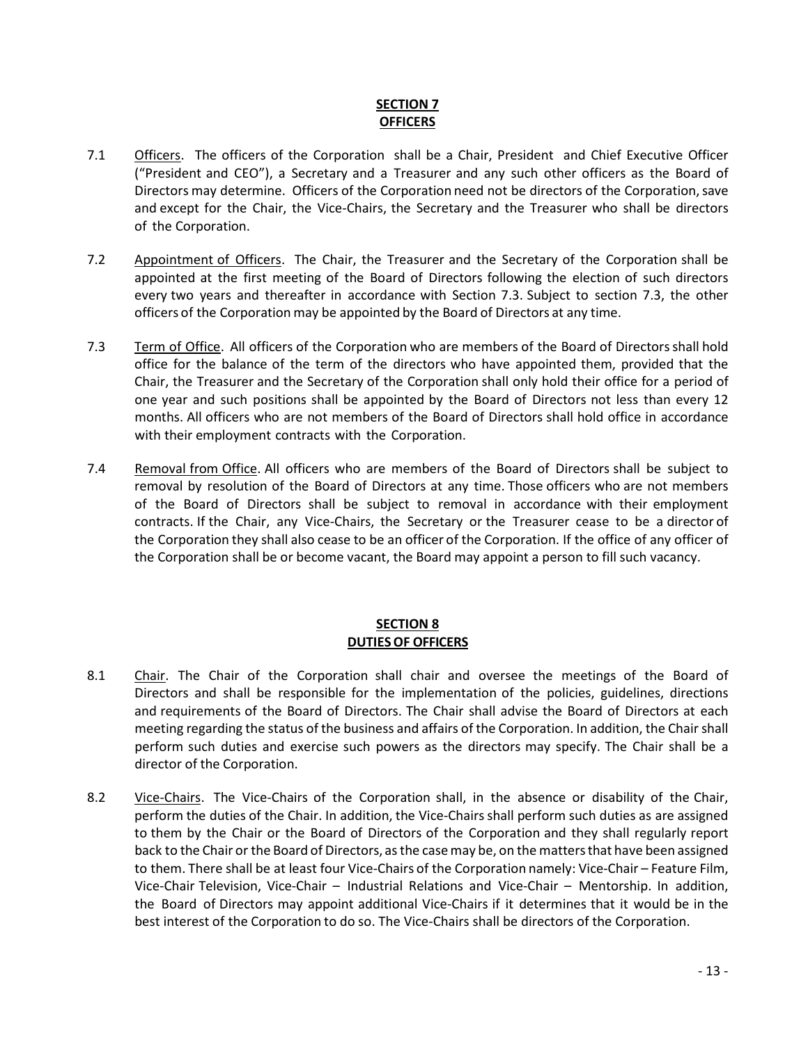## SECTION 7
## OFFICERS

7.1 Officers. The officers of the Corporation shall be a Chair, President and Chief Executive Officer ("President and CEO"), a Secretary and a Treasurer and any such other officers as the Board of Directors may determine. Officers of the Corporation need not be directors of the Corporation, save and except for the Chair, the Vice-Chairs, the Secretary and the Treasurer who shall be directors of the Corporation.

7.2 Appointment of Officers. The Chair, the Treasurer and the Secretary of the Corporation shall be appointed at the first meeting of the Board of Directors following the election of such directors every two years and thereafter in accordance with Section 7.3. Subject to section 7.3, the other officers of the Corporation may be appointed by the Board of Directors at any time.

7.3 Term of Office. All officers of the Corporation who are members of the Board of Directors shall hold office for the balance of the term of the directors who have appointed them, provided that the Chair, the Treasurer and the Secretary of the Corporation shall only hold their office for a period of one year and such positions shall be appointed by the Board of Directors not less than every 12 months. All officers who are not members of the Board of Directors shall hold office in accordance with their employment contracts with the Corporation.

7.4 Removal from Office. All officers who are members of the Board of Directors shall be subject to removal by resolution of the Board of Directors at any time. Those officers who are not members of the Board of Directors shall be subject to removal in accordance with their employment contracts. If the Chair, any Vice-Chairs, the Secretary or the Treasurer cease to be a director of the Corporation they shall also cease to be an officer of the Corporation. If the office of any officer of the Corporation shall be or become vacant, the Board may appoint a person to fill such vacancy.

## SECTION 8
## DUTIES OF OFFICERS

8.1 Chair. The Chair of the Corporation shall chair and oversee the meetings of the Board of Directors and shall be responsible for the implementation of the policies, guidelines, directions and requirements of the Board of Directors. The Chair shall advise the Board of Directors at each meeting regarding the status of the business and affairs of the Corporation. In addition, the Chair shall perform such duties and exercise such powers as the directors may specify. The Chair shall be a director of the Corporation.

8.2 Vice-Chairs. The Vice-Chairs of the Corporation shall, in the absence or disability of the Chair, perform the duties of the Chair. In addition, the Vice-Chairs shall perform such duties as are assigned to them by the Chair or the Board of Directors of the Corporation and they shall regularly report back to the Chair or the Board of Directors, as the case may be, on the matters that have been assigned to them. There shall be at least four Vice-Chairs of the Corporation namely: Vice-Chair – Feature Film, Vice-Chair Television, Vice-Chair – Industrial Relations and Vice-Chair – Mentorship. In addition, the Board of Directors may appoint additional Vice-Chairs if it determines that it would be in the best interest of the Corporation to do so. The Vice-Chairs shall be directors of the Corporation.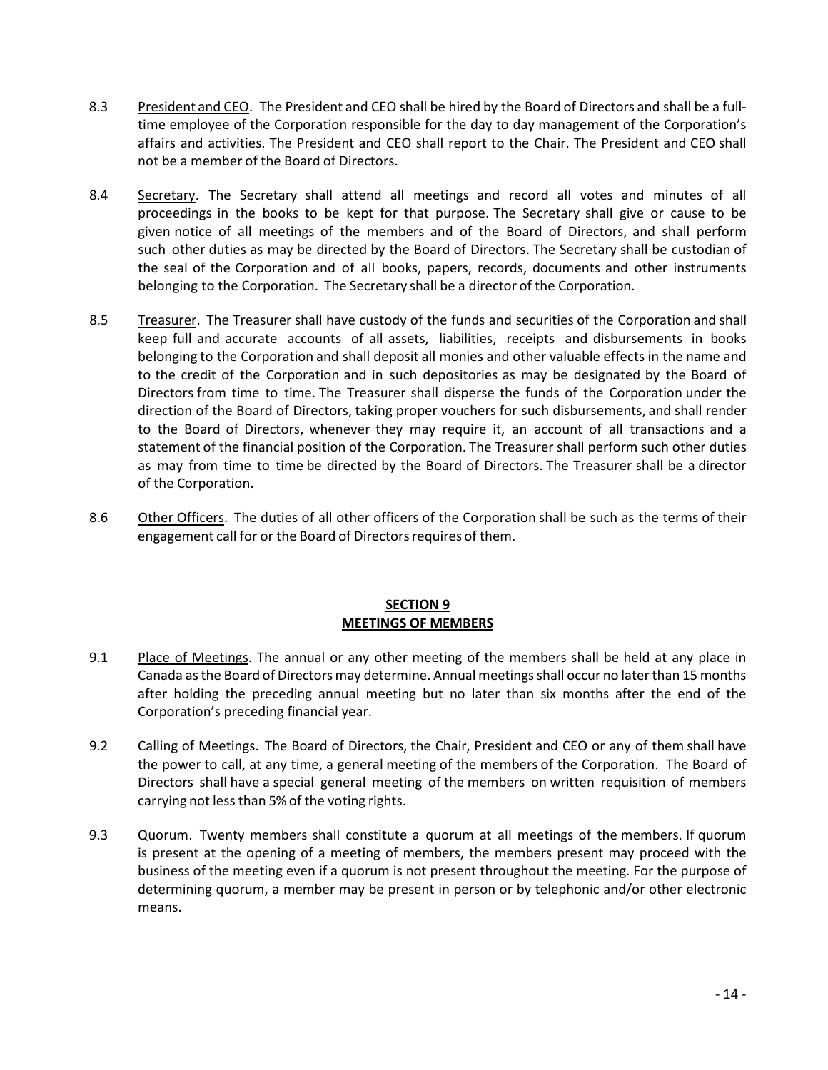8.3 <u>President and CEO</u>. The President and CEO shall be hired by the Board of Directors and shall be a full-time employee of the Corporation responsible for the day to day management of the Corporation's affairs and activities. The President and CEO shall report to the Chair. The President and CEO shall not be a member of the Board of Directors.

8.4 <u>Secretary</u>. The Secretary shall attend all meetings and record all votes and minutes of all proceedings in the books to be kept for that purpose. The Secretary shall give or cause to be given notice of all meetings of the members and of the Board of Directors, and shall perform such other duties as may be directed by the Board of Directors. The Secretary shall be custodian of the seal of the Corporation and of all books, papers, records, documents and other instruments belonging to the Corporation. The Secretary shall be a director of the Corporation.

8.5 <u>Treasurer</u>. The Treasurer shall have custody of the funds and securities of the Corporation and shall keep full and accurate accounts of all assets, liabilities, receipts and disbursements in books belonging to the Corporation and shall deposit all monies and other valuable effects in the name and to the credit of the Corporation and in such depositories as may be designated by the Board of Directors from time to time. The Treasurer shall disperse the funds of the Corporation under the direction of the Board of Directors, taking proper vouchers for such disbursements, and shall render to the Board of Directors, whenever they may require it, an account of all transactions and a statement of the financial position of the Corporation. The Treasurer shall perform such other duties as may from time to time be directed by the Board of Directors. The Treasurer shall be a director of the Corporation.

8.6 <u>Other Officers</u>. The duties of all other officers of the Corporation shall be such as the terms of their engagement call for or the Board of Directors requires of them.

## SECTION 9
## MEETINGS OF MEMBERS

9.1 <u>Place of Meetings</u>. The annual or any other meeting of the members shall be held at any place in Canada as the Board of Directors may determine. Annual meetings shall occur no later than 15 months after holding the preceding annual meeting but no later than six months after the end of the Corporation's preceding financial year.

9.2 <u>Calling of Meetings</u>. The Board of Directors, the Chair, President and CEO or any of them shall have the power to call, at any time, a general meeting of the members of the Corporation. The Board of Directors shall have a special general meeting of the members on written requisition of members carrying not less than 5% of the voting rights.

9.3 <u>Quorum</u>. Twenty members shall constitute a quorum at all meetings of the members. If quorum is present at the opening of a meeting of members, the members present may proceed with the business of the meeting even if a quorum is not present throughout the meeting. For the purpose of determining quorum, a member may be present in person or by telephonic and/or other electronic means.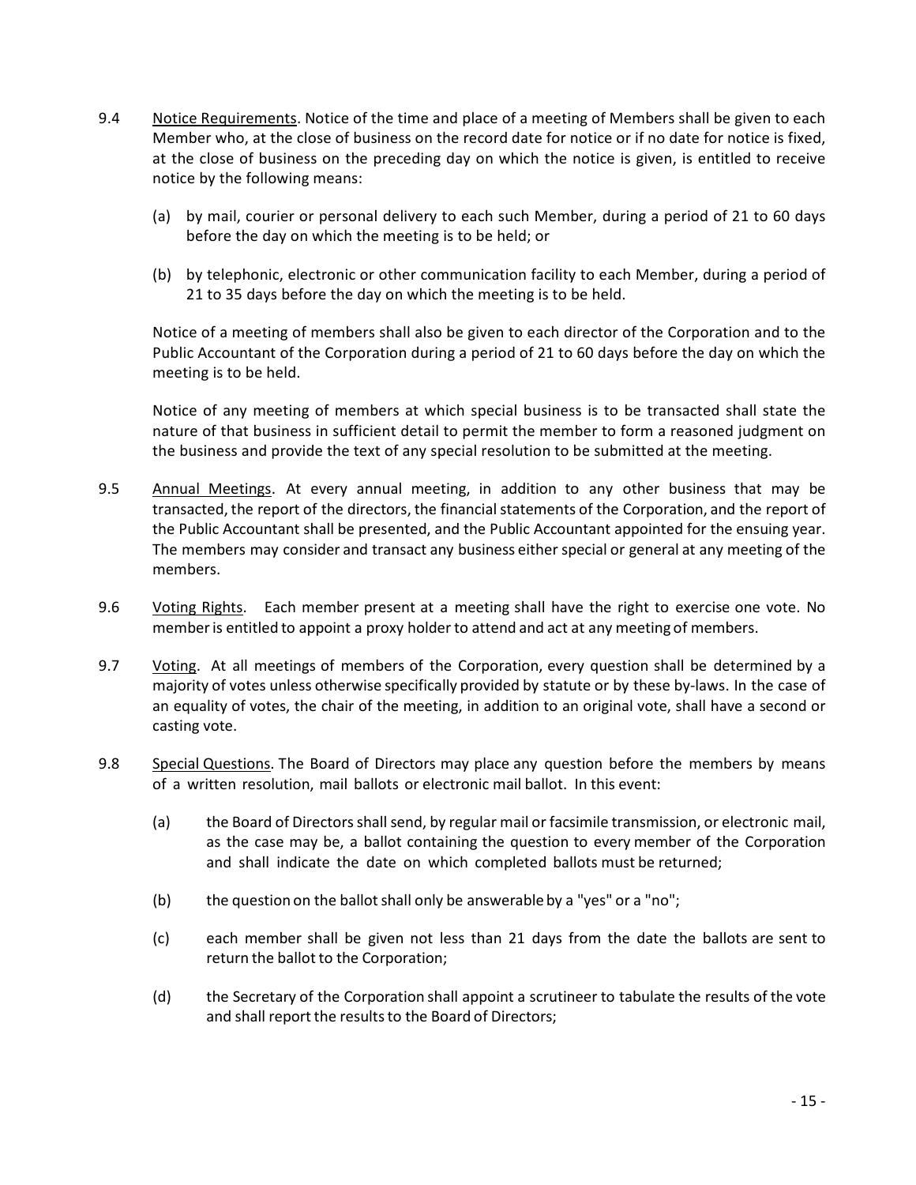9.4 Notice Requirements. Notice of the time and place of a meeting of Members shall be given to each Member who, at the close of business on the record date for notice or if no date for notice is fixed, at the close of business on the preceding day on which the notice is given, is entitled to receive notice by the following means:

(a) by mail, courier or personal delivery to each such Member, during a period of 21 to 60 days before the day on which the meeting is to be held; or

(b) by telephonic, electronic or other communication facility to each Member, during a period of 21 to 35 days before the day on which the meeting is to be held.

Notice of a meeting of members shall also be given to each director of the Corporation and to the Public Accountant of the Corporation during a period of 21 to 60 days before the day on which the meeting is to be held.

Notice of any meeting of members at which special business is to be transacted shall state the nature of that business in sufficient detail to permit the member to form a reasoned judgment on the business and provide the text of any special resolution to be submitted at the meeting.

9.5 Annual Meetings. At every annual meeting, in addition to any other business that may be transacted, the report of the directors, the financial statements of the Corporation, and the report of the Public Accountant shall be presented, and the Public Accountant appointed for the ensuing year. The members may consider and transact any business either special or general at any meeting of the members.

9.6 Voting Rights. Each member present at a meeting shall have the right to exercise one vote. No member is entitled to appoint a proxy holder to attend and act at any meeting of members.

9.7 Voting. At all meetings of members of the Corporation, every question shall be determined by a majority of votes unless otherwise specifically provided by statute or by these by-laws. In the case of an equality of votes, the chair of the meeting, in addition to an original vote, shall have a second or casting vote.

9.8 Special Questions. The Board of Directors may place any question before the members by means of a written resolution, mail ballots or electronic mail ballot. In this event:

(a) the Board of Directors shall send, by regular mail or facsimile transmission, or electronic mail, as the case may be, a ballot containing the question to every member of the Corporation and shall indicate the date on which completed ballots must be returned;

(b) the question on the ballot shall only be answerable by a "yes" or a "no";

(c) each member shall be given not less than 21 days from the date the ballots are sent to return the ballot to the Corporation;

(d) the Secretary of the Corporation shall appoint a scrutineer to tabulate the results of the vote and shall report the results to the Board of Directors;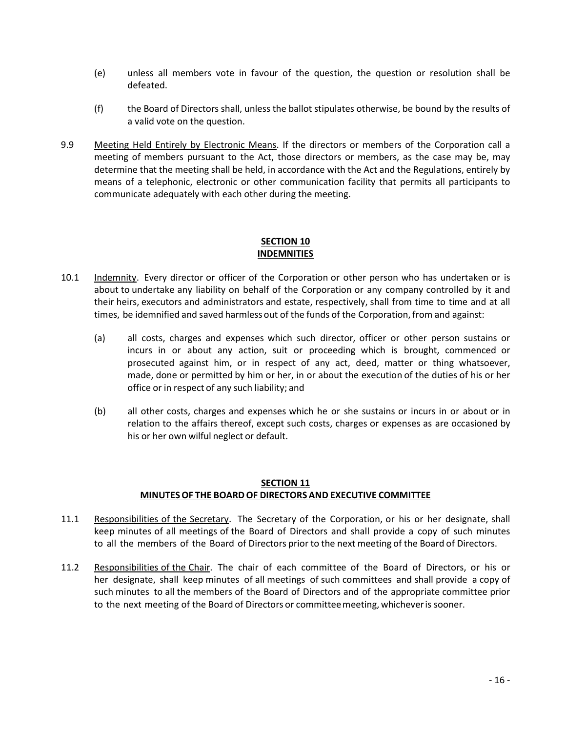(e) unless all members vote in favour of the question, the question or resolution shall be defeated.

(f) the Board of Directors shall, unless the ballot stipulates otherwise, be bound by the results of a valid vote on the question.

9.9 Meeting Held Entirely by Electronic Means. If the directors or members of the Corporation call a meeting of members pursuant to the Act, those directors or members, as the case may be, may determine that the meeting shall be held, in accordance with the Act and the Regulations, entirely by means of a telephonic, electronic or other communication facility that permits all participants to communicate adequately with each other during the meeting.

## SECTION 10
## INDEMNITIES

10.1 Indemnity. Every director or officer of the Corporation or other person who has undertaken or is about to undertake any liability on behalf of the Corporation or any company controlled by it and their heirs, executors and administrators and estate, respectively, shall from time to time and at all times, be idemnified and saved harmless out of the funds of the Corporation, from and against:

(a) all costs, charges and expenses which such director, officer or other person sustains or incurs in or about any action, suit or proceeding which is brought, commenced or prosecuted against him, or in respect of any act, deed, matter or thing whatsoever, made, done or permitted by him or her, in or about the execution of the duties of his or her office or in respect of any such liability; and

(b) all other costs, charges and expenses which he or she sustains or incurs in or about or in relation to the affairs thereof, except such costs, charges or expenses as are occasioned by his or her own wilful neglect or default.

## SECTION 11
## MINUTES OF THE BOARD OF DIRECTORS AND EXECUTIVE COMMITTEE

11.1 Responsibilities of the Secretary. The Secretary of the Corporation, or his or her designate, shall keep minutes of all meetings of the Board of Directors and shall provide a copy of such minutes to all the members of the Board of Directors prior to the next meeting of the Board of Directors.

11.2 Responsibilities of the Chair. The chair of each committee of the Board of Directors, or his or her designate, shall keep minutes of all meetings of such committees and shall provide a copy of such minutes to all the members of the Board of Directors and of the appropriate committee prior to the next meeting of the Board of Directors or committee meeting, whichever is sooner.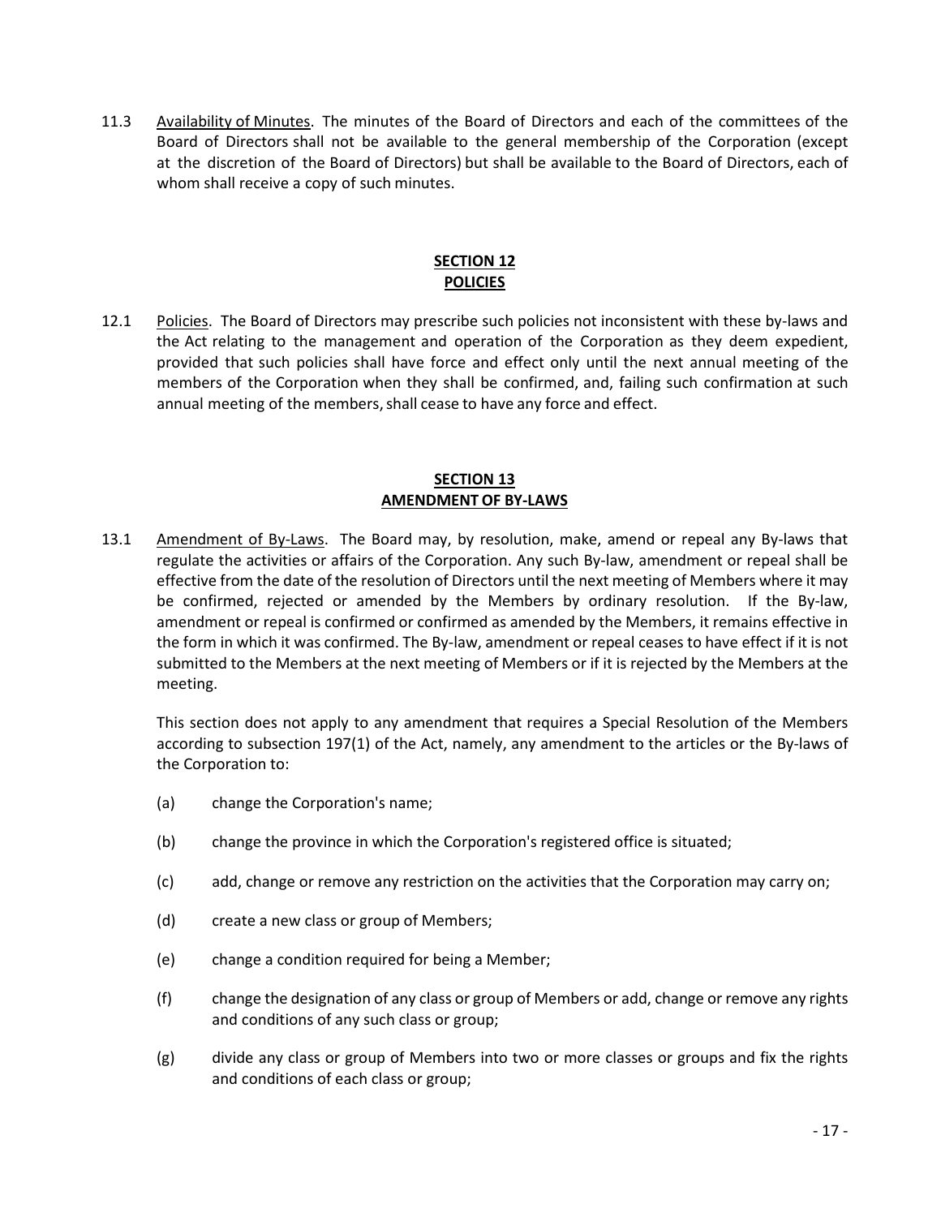11.3 Availability of Minutes. The minutes of the Board of Directors and each of the committees of the Board of Directors shall not be available to the general membership of the Corporation (except at the discretion of the Board of Directors) but shall be available to the Board of Directors, each of whom shall receive a copy of such minutes.

## SECTION 12
## POLICIES

12.1 Policies. The Board of Directors may prescribe such policies not inconsistent with these by-laws and the Act relating to the management and operation of the Corporation as they deem expedient, provided that such policies shall have force and effect only until the next annual meeting of the members of the Corporation when they shall be confirmed, and, failing such confirmation at such annual meeting of the members, shall cease to have any force and effect.

## SECTION 13
## AMENDMENT OF BY-LAWS

13.1 Amendment of By-Laws. The Board may, by resolution, make, amend or repeal any By-laws that regulate the activities or affairs of the Corporation. Any such By-law, amendment or repeal shall be effective from the date of the resolution of Directors until the next meeting of Members where it may be confirmed, rejected or amended by the Members by ordinary resolution. If the By-law, amendment or repeal is confirmed or confirmed as amended by the Members, it remains effective in the form in which it was confirmed. The By-law, amendment or repeal ceases to have effect if it is not submitted to the Members at the next meeting of Members or if it is rejected by the Members at the meeting.

This section does not apply to any amendment that requires a Special Resolution of the Members according to subsection 197(1) of the Act, namely, any amendment to the articles or the By-laws of the Corporation to:

(a) change the Corporation's name;

(b) change the province in which the Corporation's registered office is situated;

(c) add, change or remove any restriction on the activities that the Corporation may carry on;

(d) create a new class or group of Members;

(e) change a condition required for being a Member;

(f) change the designation of any class or group of Members or add, change or remove any rights and conditions of any such class or group;

(g) divide any class or group of Members into two or more classes or groups and fix the rights and conditions of each class or group;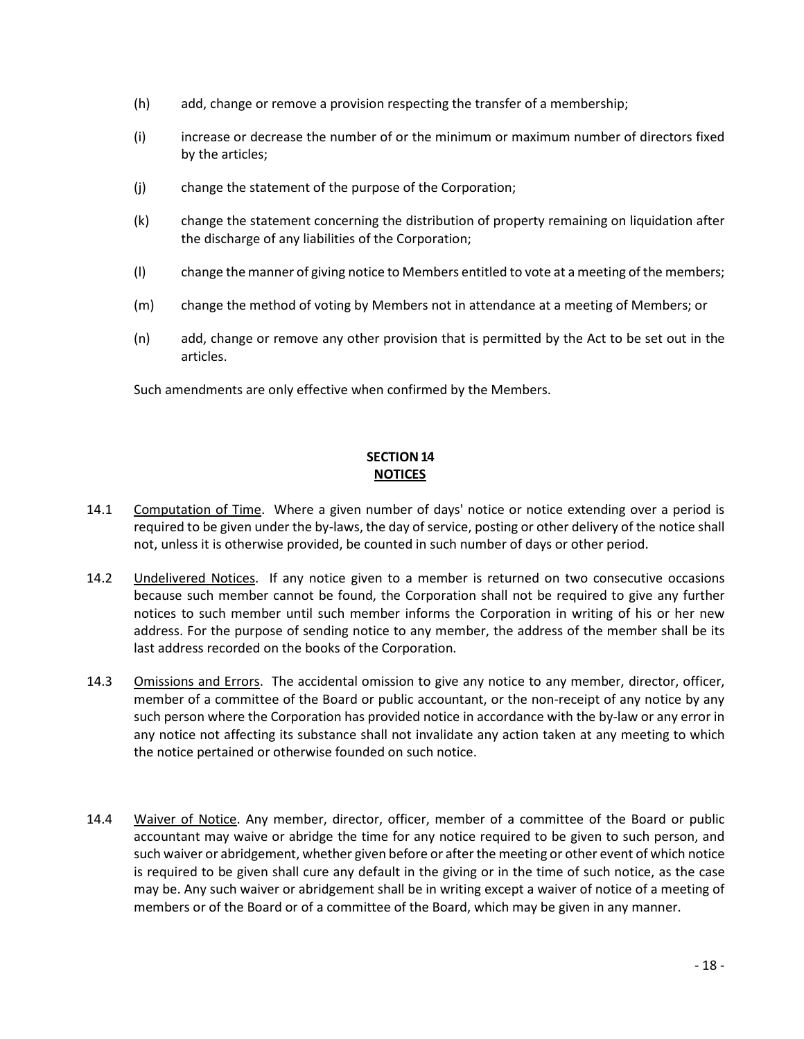(h) add, change or remove a provision respecting the transfer of a membership;

(i) increase or decrease the number of or the minimum or maximum number of directors fixed by the articles;

(j) change the statement of the purpose of the Corporation;

(k) change the statement concerning the distribution of property remaining on liquidation after the discharge of any liabilities of the Corporation;

(l) change the manner of giving notice to Members entitled to vote at a meeting of the members;

(m) change the method of voting by Members not in attendance at a meeting of Members; or

(n) add, change or remove any other provision that is permitted by the Act to be set out in the articles.

Such amendments are only effective when confirmed by the Members.

## SECTION 14
## NOTICES

14.1 Computation of Time. Where a given number of days' notice or notice extending over a period is required to be given under the by-laws, the day of service, posting or other delivery of the notice shall not, unless it is otherwise provided, be counted in such number of days or other period.

14.2 Undelivered Notices. If any notice given to a member is returned on two consecutive occasions because such member cannot be found, the Corporation shall not be required to give any further notices to such member until such member informs the Corporation in writing of his or her new address. For the purpose of sending notice to any member, the address of the member shall be its last address recorded on the books of the Corporation.

14.3 Omissions and Errors. The accidental omission to give any notice to any member, director, officer, member of a committee of the Board or public accountant, or the non-receipt of any notice by any such person where the Corporation has provided notice in accordance with the by-law or any error in any notice not affecting its substance shall not invalidate any action taken at any meeting to which the notice pertained or otherwise founded on such notice.

14.4 Waiver of Notice. Any member, director, officer, member of a committee of the Board or public accountant may waive or abridge the time for any notice required to be given to such person, and such waiver or abridgement, whether given before or after the meeting or other event of which notice is required to be given shall cure any default in the giving or in the time of such notice, as the case may be. Any such waiver or abridgement shall be in writing except a waiver of notice of a meeting of members or of the Board or of a committee of the Board, which may be given in any manner.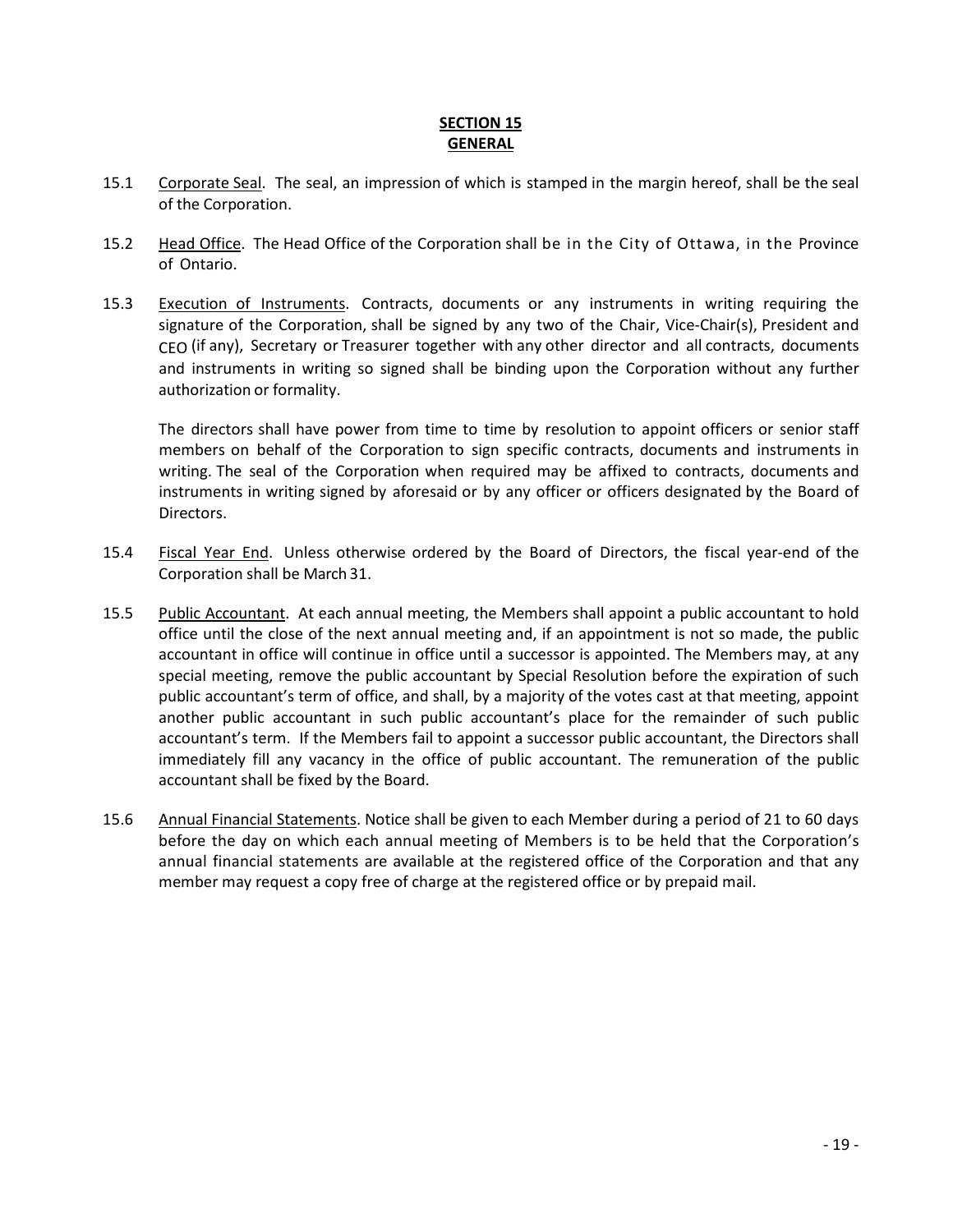## SECTION 15
## GENERAL

15.1 Corporate Seal. The seal, an impression of which is stamped in the margin hereof, shall be the seal of the Corporation.

15.2 Head Office. The Head Office of the Corporation shall be in the City of Ottawa, in the Province of Ontario.

15.3 Execution of Instruments. Contracts, documents or any instruments in writing requiring the signature of the Corporation, shall be signed by any two of the Chair, Vice-Chair(s), President and CEO (if any), Secretary or Treasurer together with any other director and all contracts, documents and instruments in writing so signed shall be binding upon the Corporation without any further authorization or formality.

The directors shall have power from time to time by resolution to appoint officers or senior staff members on behalf of the Corporation to sign specific contracts, documents and instruments in writing. The seal of the Corporation when required may be affixed to contracts, documents and instruments in writing signed by aforesaid or by any officer or officers designated by the Board of Directors.

15.4 Fiscal Year End. Unless otherwise ordered by the Board of Directors, the fiscal year-end of the Corporation shall be March 31.

15.5 Public Accountant. At each annual meeting, the Members shall appoint a public accountant to hold office until the close of the next annual meeting and, if an appointment is not so made, the public accountant in office will continue in office until a successor is appointed. The Members may, at any special meeting, remove the public accountant by Special Resolution before the expiration of such public accountant's term of office, and shall, by a majority of the votes cast at that meeting, appoint another public accountant in such public accountant's place for the remainder of such public accountant's term. If the Members fail to appoint a successor public accountant, the Directors shall immediately fill any vacancy in the office of public accountant. The remuneration of the public accountant shall be fixed by the Board.

15.6 Annual Financial Statements. Notice shall be given to each Member during a period of 21 to 60 days before the day on which each annual meeting of Members is to be held that the Corporation's annual financial statements are available at the registered office of the Corporation and that any member may request a copy free of charge at the registered office or by prepaid mail.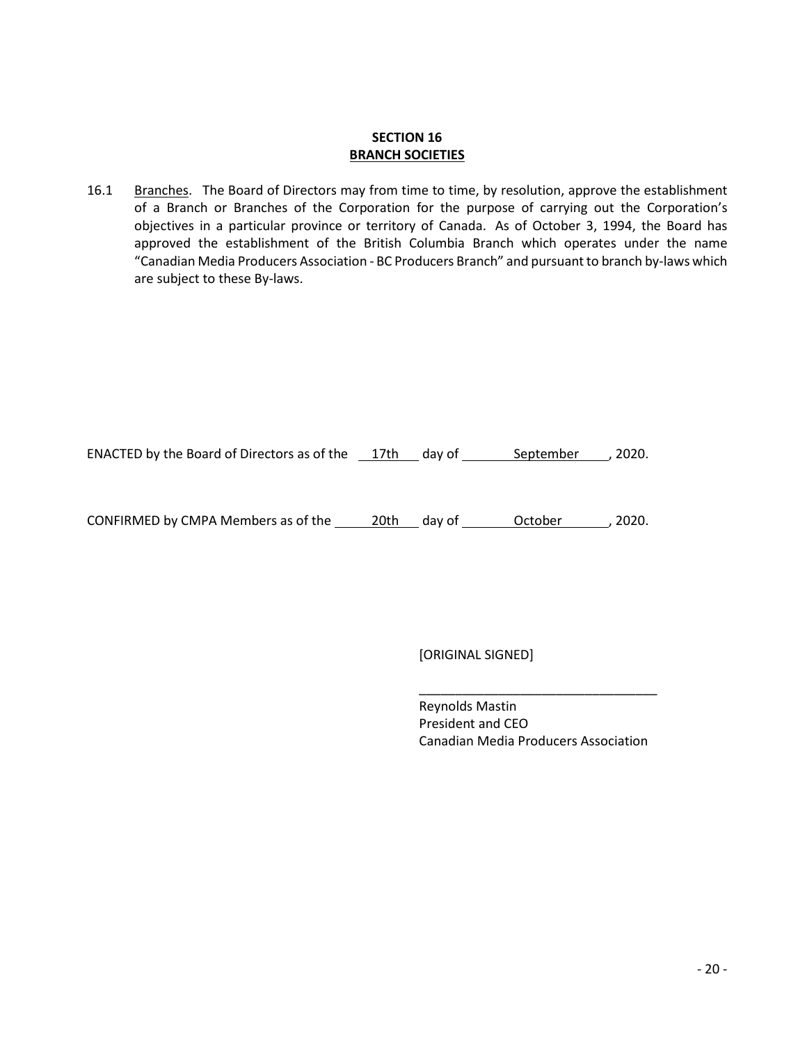**SECTION 16**
**BRANCH SOCIETIES**

16.1 Branches. The Board of Directors may from time to time, by resolution, approve the establishment of a Branch or Branches of the Corporation for the purpose of carrying out the Corporation's objectives in a particular province or territory of Canada. As of October 3, 1994, the Board has approved the establishment of the British Columbia Branch which operates under the name "Canadian Media Producers Association - BC Producers Branch" and pursuant to branch by-laws which are subject to these By-laws.

ENACTED by the Board of Directors as of the 17th day of September, 2020.

CONFIRMED by CMPA Members as of the 20th day of October, 2020.

[ORIGINAL SIGNED]

_________________________________

Reynolds Mastin
President and CEO
Canadian Media Producers Association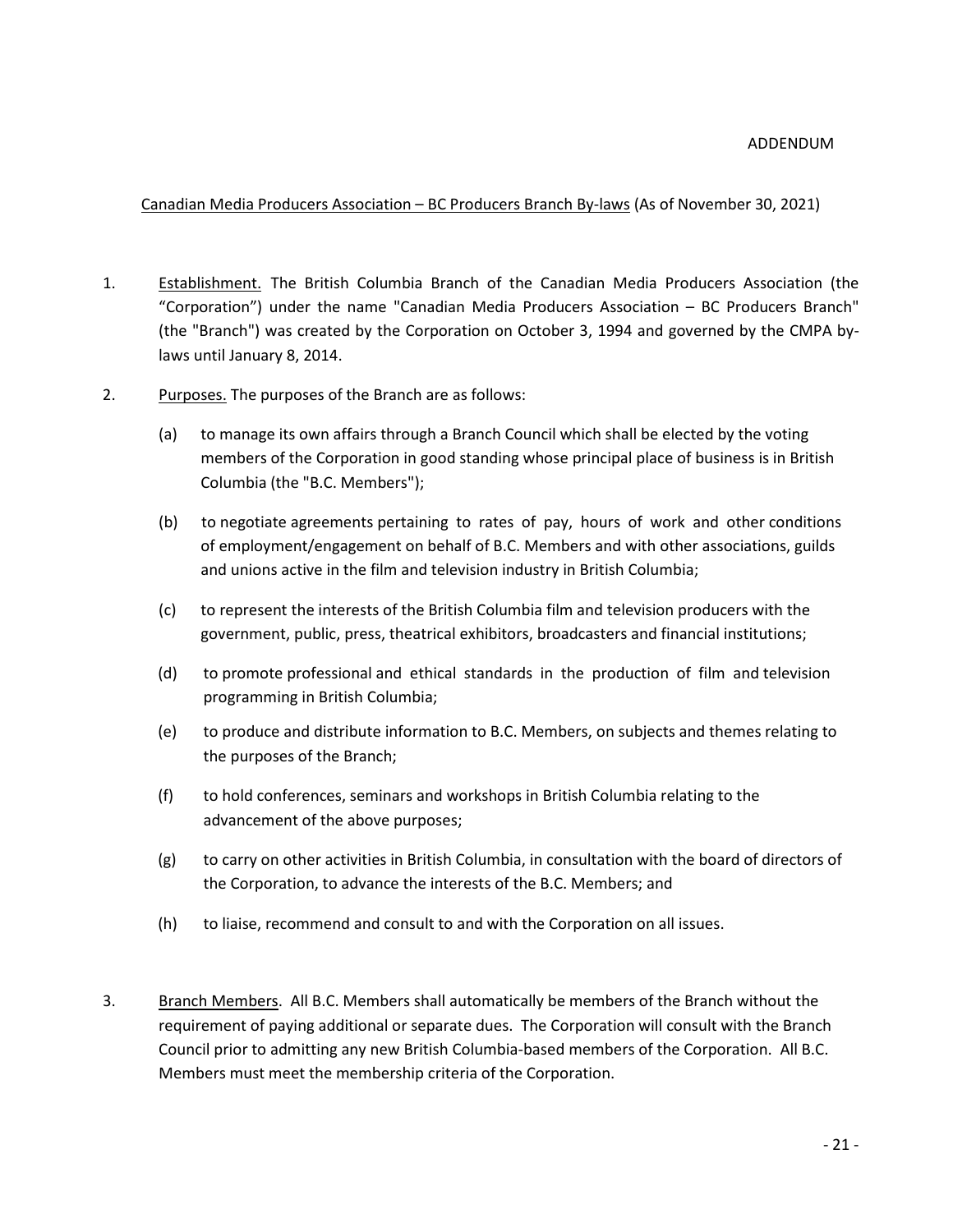ADDENDUM

Canadian Media Producers Association – BC Producers Branch By-laws (As of November 30, 2021)

1. Establishment. The British Columbia Branch of the Canadian Media Producers Association (the "Corporation") under the name "Canadian Media Producers Association – BC Producers Branch" (the "Branch") was created by the Corporation on October 3, 1994 and governed by the CMPA by-laws until January 8, 2014.

2. Purposes. The purposes of the Branch are as follows:

   (a) to manage its own affairs through a Branch Council which shall be elected by the voting members of the Corporation in good standing whose principal place of business is in British Columbia (the "B.C. Members");

   (b) to negotiate agreements pertaining to rates of pay, hours of work and other conditions of employment/engagement on behalf of B.C. Members and with other associations, guilds and unions active in the film and television industry in British Columbia;

   (c) to represent the interests of the British Columbia film and television producers with the government, public, press, theatrical exhibitors, broadcasters and financial institutions;

   (d) to promote professional and ethical standards in the production of film and television programming in British Columbia;

   (e) to produce and distribute information to B.C. Members, on subjects and themes relating to the purposes of the Branch;

   (f) to hold conferences, seminars and workshops in British Columbia relating to the advancement of the above purposes;

   (g) to carry on other activities in British Columbia, in consultation with the board of directors of the Corporation, to advance the interests of the B.C. Members; and

   (h) to liaise, recommend and consult to and with the Corporation on all issues.

3. Branch Members. All B.C. Members shall automatically be members of the Branch without the requirement of paying additional or separate dues. The Corporation will consult with the Branch Council prior to admitting any new British Columbia-based members of the Corporation. All B.C. Members must meet the membership criteria of the Corporation.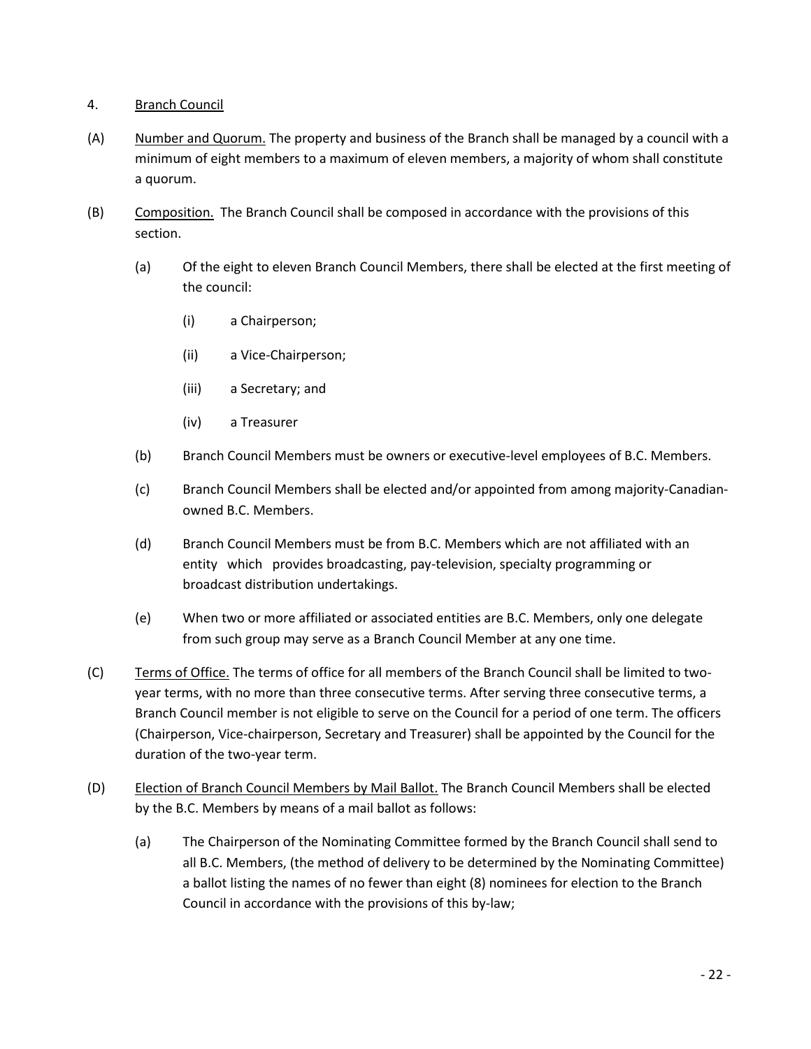4. <u>Branch Council</u>

(A) <u>Number and Quorum.</u> The property and business of the Branch shall be managed by a council with a minimum of eight members to a maximum of eleven members, a majority of whom shall constitute a quorum.

(B) <u>Composition.</u> The Branch Council shall be composed in accordance with the provisions of this section.

 (a) Of the eight to eleven Branch Council Members, there shall be elected at the first meeting of the council:

  (i) a Chairperson;

  (ii) a Vice-Chairperson;

  (iii) a Secretary; and

  (iv) a Treasurer

 (b) Branch Council Members must be owners or executive-level employees of B.C. Members.

 (c) Branch Council Members shall be elected and/or appointed from among majority-Canadian-owned B.C. Members.

 (d) Branch Council Members must be from B.C. Members which are not affiliated with an entity which provides broadcasting, pay-television, specialty programming or broadcast distribution undertakings.

 (e) When two or more affiliated or associated entities are B.C. Members, only one delegate from such group may serve as a Branch Council Member at any one time.

(C) <u>Terms of Office.</u> The terms of office for all members of the Branch Council shall be limited to two-year terms, with no more than three consecutive terms. After serving three consecutive terms, a Branch Council member is not eligible to serve on the Council for a period of one term. The officers (Chairperson, Vice-chairperson, Secretary and Treasurer) shall be appointed by the Council for the duration of the two-year term.

(D) <u>Election of Branch Council Members by Mail Ballot.</u> The Branch Council Members shall be elected by the B.C. Members by means of a mail ballot as follows:

 (a) The Chairperson of the Nominating Committee formed by the Branch Council shall send to all B.C. Members, (the method of delivery to be determined by the Nominating Committee) a ballot listing the names of no fewer than eight (8) nominees for election to the Branch Council in accordance with the provisions of this by-law;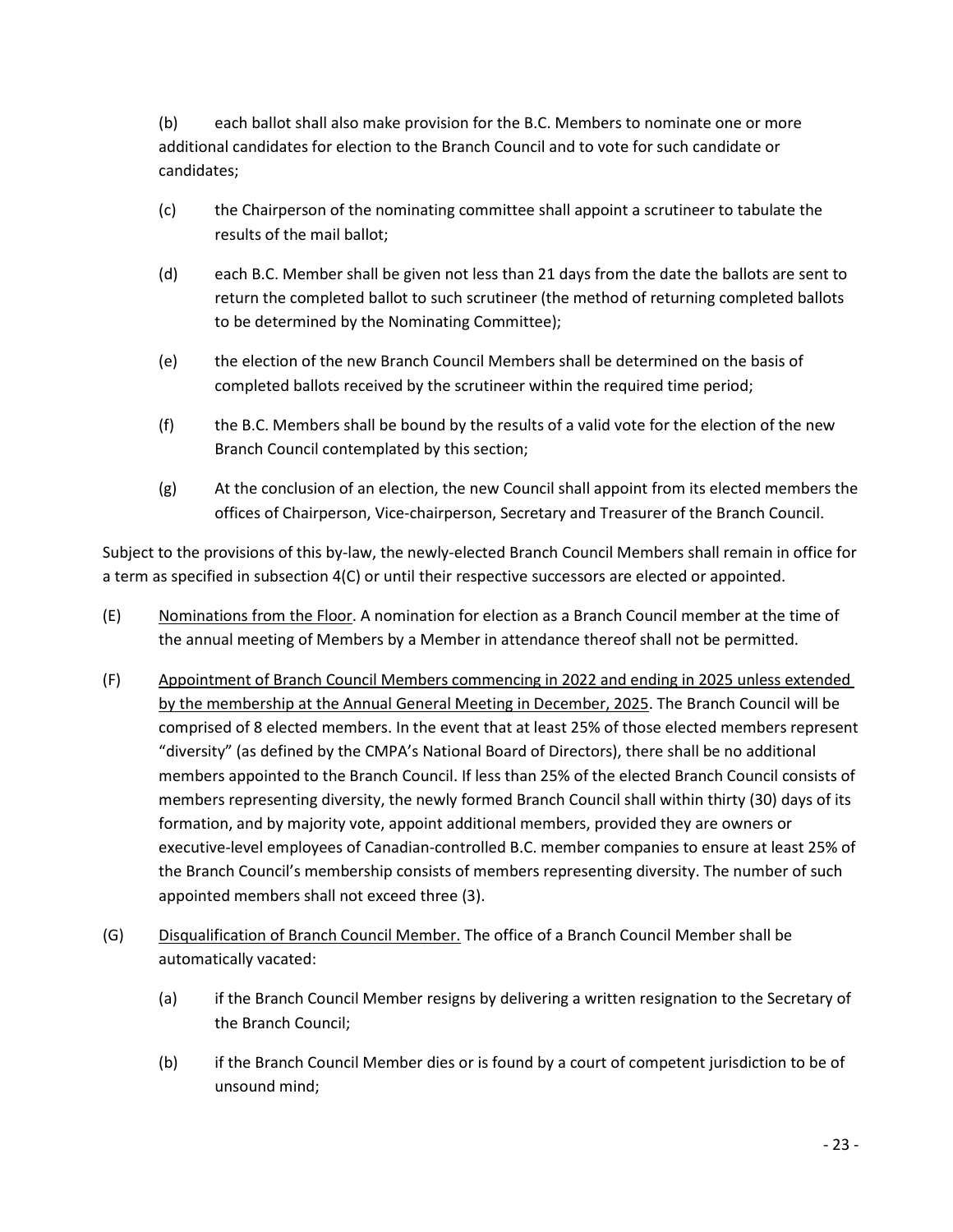(b) each ballot shall also make provision for the B.C. Members to nominate one or more additional candidates for election to the Branch Council and to vote for such candidate or candidates;

(c) the Chairperson of the nominating committee shall appoint a scrutineer to tabulate the results of the mail ballot;

(d) each B.C. Member shall be given not less than 21 days from the date the ballots are sent to return the completed ballot to such scrutineer (the method of returning completed ballots to be determined by the Nominating Committee);

(e) the election of the new Branch Council Members shall be determined on the basis of completed ballots received by the scrutineer within the required time period;

(f) the B.C. Members shall be bound by the results of a valid vote for the election of the new Branch Council contemplated by this section;

(g) At the conclusion of an election, the new Council shall appoint from its elected members the offices of Chairperson, Vice-chairperson, Secretary and Treasurer of the Branch Council.

Subject to the provisions of this by-law, the newly-elected Branch Council Members shall remain in office for a term as specified in subsection 4(C) or until their respective successors are elected or appointed.

(E) Nominations from the Floor. A nomination for election as a Branch Council member at the time of the annual meeting of Members by a Member in attendance thereof shall not be permitted.

(F) Appointment of Branch Council Members commencing in 2022 and ending in 2025 unless extended by the membership at the Annual General Meeting in December, 2025. The Branch Council will be comprised of 8 elected members. In the event that at least 25% of those elected members represent "diversity" (as defined by the CMPA's National Board of Directors), there shall be no additional members appointed to the Branch Council. If less than 25% of the elected Branch Council consists of members representing diversity, the newly formed Branch Council shall within thirty (30) days of its formation, and by majority vote, appoint additional members, provided they are owners or executive-level employees of Canadian-controlled B.C. member companies to ensure at least 25% of the Branch Council's membership consists of members representing diversity. The number of such appointed members shall not exceed three (3).

(G) Disqualification of Branch Council Member. The office of a Branch Council Member shall be automatically vacated:

(a) if the Branch Council Member resigns by delivering a written resignation to the Secretary of the Branch Council;

(b) if the Branch Council Member dies or is found by a court of competent jurisdiction to be of unsound mind;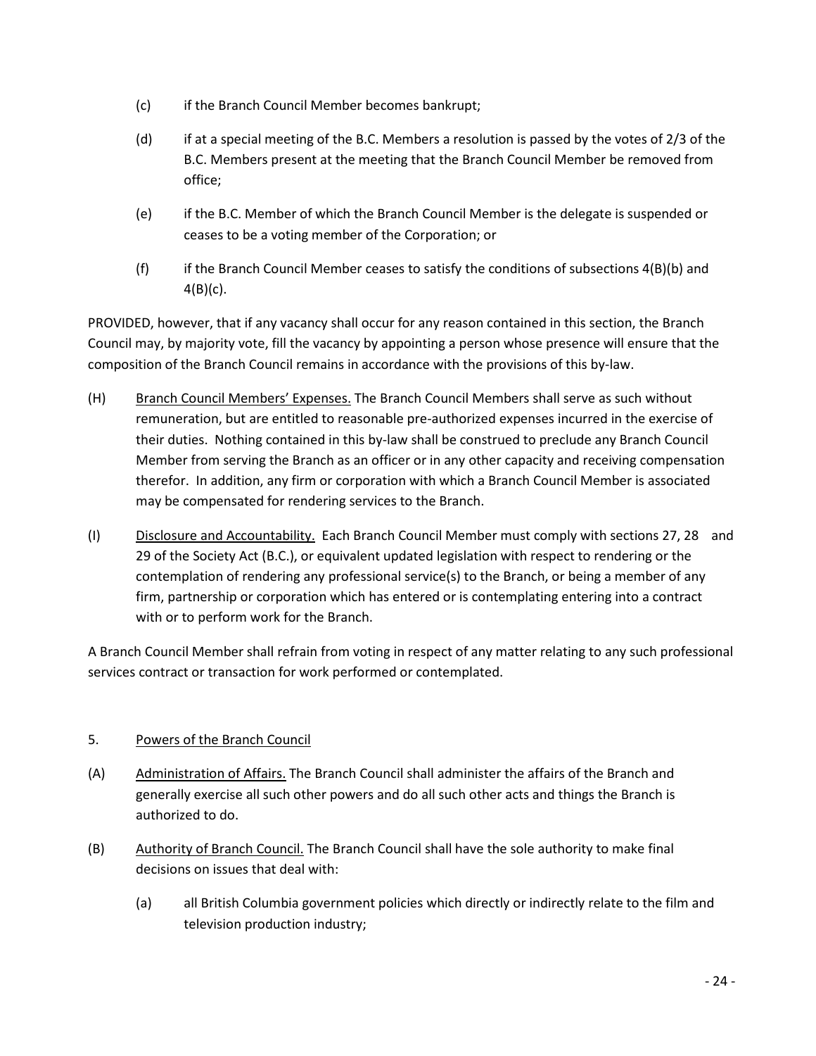(c) if the Branch Council Member becomes bankrupt;

(d) if at a special meeting of the B.C. Members a resolution is passed by the votes of 2/3 of the B.C. Members present at the meeting that the Branch Council Member be removed from office;

(e) if the B.C. Member of which the Branch Council Member is the delegate is suspended or ceases to be a voting member of the Corporation; or

(f) if the Branch Council Member ceases to satisfy the conditions of subsections 4(B)(b) and 4(B)(c).

PROVIDED, however, that if any vacancy shall occur for any reason contained in this section, the Branch Council may, by majority vote, fill the vacancy by appointing a person whose presence will ensure that the composition of the Branch Council remains in accordance with the provisions of this by-law.

(H) Branch Council Members' Expenses. The Branch Council Members shall serve as such without remuneration, but are entitled to reasonable pre-authorized expenses incurred in the exercise of their duties. Nothing contained in this by-law shall be construed to preclude any Branch Council Member from serving the Branch as an officer or in any other capacity and receiving compensation therefor. In addition, any firm or corporation with which a Branch Council Member is associated may be compensated for rendering services to the Branch.

(I) Disclosure and Accountability. Each Branch Council Member must comply with sections 27, 28 and 29 of the Society Act (B.C.), or equivalent updated legislation with respect to rendering or the contemplation of rendering any professional service(s) to the Branch, or being a member of any firm, partnership or corporation which has entered or is contemplating entering into a contract with or to perform work for the Branch.

A Branch Council Member shall refrain from voting in respect of any matter relating to any such professional services contract or transaction for work performed or contemplated.

5. Powers of the Branch Council

(A) Administration of Affairs. The Branch Council shall administer the affairs of the Branch and generally exercise all such other powers and do all such other acts and things the Branch is authorized to do.

(B) Authority of Branch Council. The Branch Council shall have the sole authority to make final decisions on issues that deal with:

(a) all British Columbia government policies which directly or indirectly relate to the film and television production industry;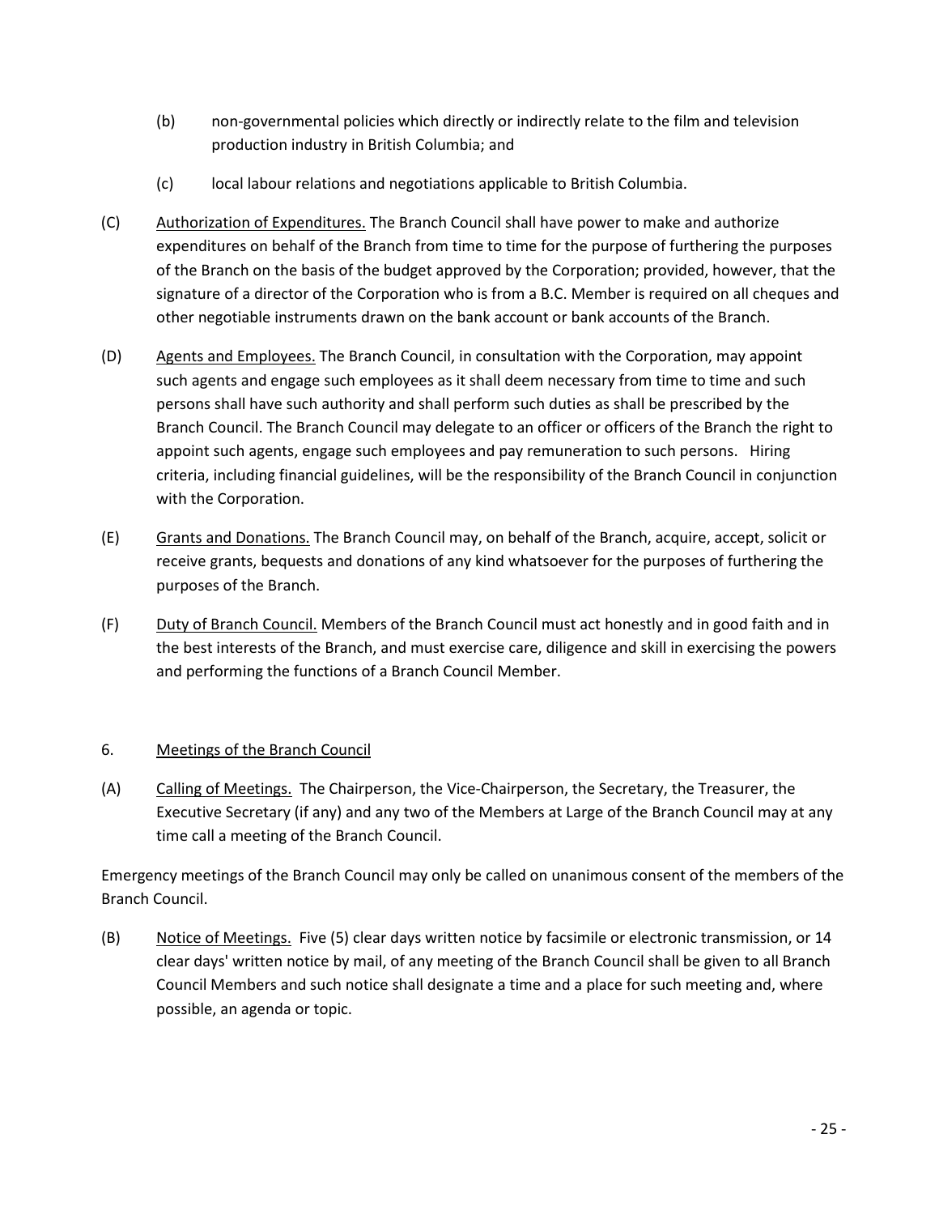(b) non-governmental policies which directly or indirectly relate to the film and television production industry in British Columbia; and

(c) local labour relations and negotiations applicable to British Columbia.

(C) Authorization of Expenditures. The Branch Council shall have power to make and authorize expenditures on behalf of the Branch from time to time for the purpose of furthering the purposes of the Branch on the basis of the budget approved by the Corporation; provided, however, that the signature of a director of the Corporation who is from a B.C. Member is required on all cheques and other negotiable instruments drawn on the bank account or bank accounts of the Branch.

(D) Agents and Employees. The Branch Council, in consultation with the Corporation, may appoint such agents and engage such employees as it shall deem necessary from time to time and such persons shall have such authority and shall perform such duties as shall be prescribed by the Branch Council. The Branch Council may delegate to an officer or officers of the Branch the right to appoint such agents, engage such employees and pay remuneration to such persons. Hiring criteria, including financial guidelines, will be the responsibility of the Branch Council in conjunction with the Corporation.

(E) Grants and Donations. The Branch Council may, on behalf of the Branch, acquire, accept, solicit or receive grants, bequests and donations of any kind whatsoever for the purposes of furthering the purposes of the Branch.

(F) Duty of Branch Council. Members of the Branch Council must act honestly and in good faith and in the best interests of the Branch, and must exercise care, diligence and skill in exercising the powers and performing the functions of a Branch Council Member.

6. Meetings of the Branch Council

(A) Calling of Meetings. The Chairperson, the Vice-Chairperson, the Secretary, the Treasurer, the Executive Secretary (if any) and any two of the Members at Large of the Branch Council may at any time call a meeting of the Branch Council.

Emergency meetings of the Branch Council may only be called on unanimous consent of the members of the Branch Council.

(B) Notice of Meetings. Five (5) clear days written notice by facsimile or electronic transmission, or 14 clear days' written notice by mail, of any meeting of the Branch Council shall be given to all Branch Council Members and such notice shall designate a time and a place for such meeting and, where possible, an agenda or topic.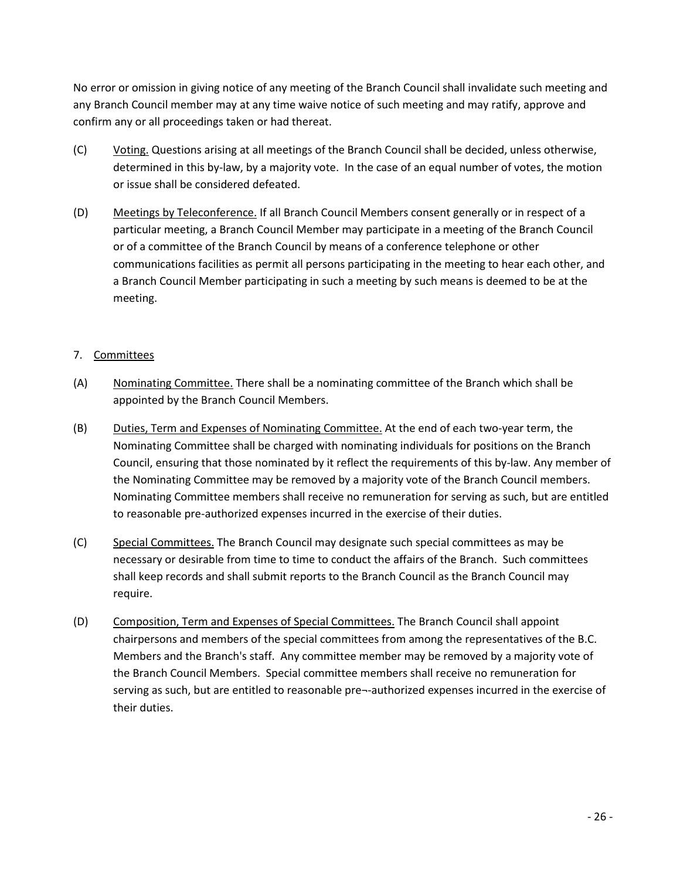No error or omission in giving notice of any meeting of the Branch Council shall invalidate such meeting and any Branch Council member may at any time waive notice of such meeting and may ratify, approve and confirm any or all proceedings taken or had thereat.

(C) Voting. Questions arising at all meetings of the Branch Council shall be decided, unless otherwise, determined in this by-law, by a majority vote. In the case of an equal number of votes, the motion or issue shall be considered defeated.

(D) Meetings by Teleconference. If all Branch Council Members consent generally or in respect of a particular meeting, a Branch Council Member may participate in a meeting of the Branch Council or of a committee of the Branch Council by means of a conference telephone or other communications facilities as permit all persons participating in the meeting to hear each other, and a Branch Council Member participating in such a meeting by such means is deemed to be at the meeting.

7. Committees

(A) Nominating Committee. There shall be a nominating committee of the Branch which shall be appointed by the Branch Council Members.

(B) Duties, Term and Expenses of Nominating Committee. At the end of each two-year term, the Nominating Committee shall be charged with nominating individuals for positions on the Branch Council, ensuring that those nominated by it reflect the requirements of this by-law. Any member of the Nominating Committee may be removed by a majority vote of the Branch Council members. Nominating Committee members shall receive no remuneration for serving as such, but are entitled to reasonable pre-authorized expenses incurred in the exercise of their duties.

(C) Special Committees. The Branch Council may designate such special committees as may be necessary or desirable from time to time to conduct the affairs of the Branch. Such committees shall keep records and shall submit reports to the Branch Council as the Branch Council may require.

(D) Composition, Term and Expenses of Special Committees. The Branch Council shall appoint chairpersons and members of the special committees from among the representatives of the B.C. Members and the Branch's staff. Any committee member may be removed by a majority vote of the Branch Council Members. Special committee members shall receive no remuneration for serving as such, but are entitled to reasonable pre¬-authorized expenses incurred in the exercise of their duties.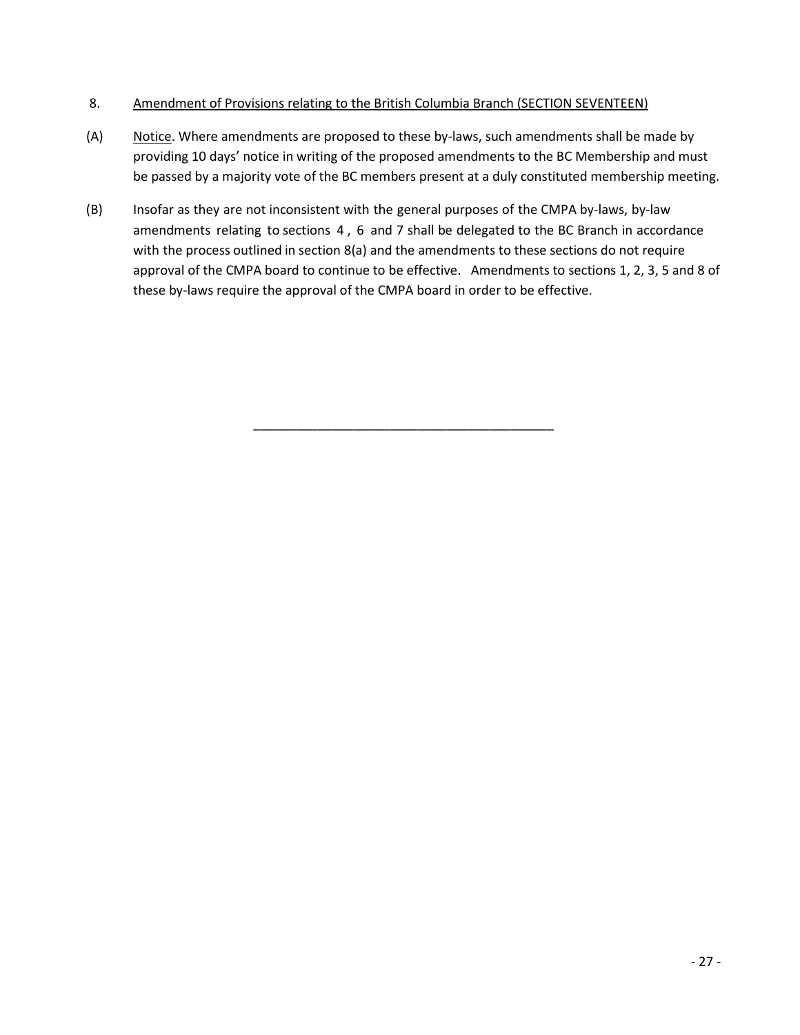8. Amendment of Provisions relating to the British Columbia Branch (SECTION SEVENTEEN)

(A) Notice. Where amendments are proposed to these by-laws, such amendments shall be made by providing 10 days' notice in writing of the proposed amendments to the BC Membership and must be passed by a majority vote of the BC members present at a duly constituted membership meeting.

(B) Insofar as they are not inconsistent with the general purposes of the CMPA by-laws, by-law amendments relating to sections 4 , 6 and 7 shall be delegated to the BC Branch in accordance with the process outlined in section 8(a) and the amendments to these sections do not require approval of the CMPA board to continue to be effective. Amendments to sections 1, 2, 3, 5 and 8 of these by-laws require the approval of the CMPA board in order to be effective.

---